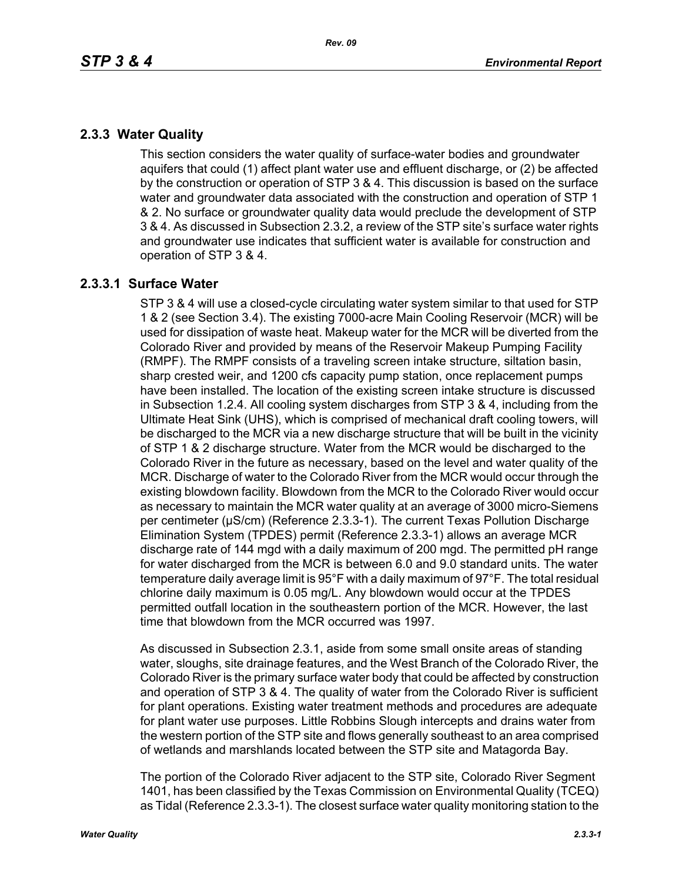## 2.3.3 Water Quality

This section considers the water quality of surface-water bodies and groundwater aquifers that could (1) affect plant water use and effluent discharge, or (2) be affected by the construction or operation of STP 3 & 4. This discussion is based on the surface water and groundwater data associated with the construction and operation of STP 1 & 2. No surface or groundwater quality data would preclude the development of STP 3 & 4. As discussed in Subsection 2.3.2, a review of the STP site's surface water rights and groundwater use indicates that sufficient water is available for construction and operation of STP 3 & 4.

### 2.3.3.1 Surface Water

STP 3 & 4 will use a closed-cycle circulating water system similar to that used for STP 1 & 2 (see Section 3.4). The existing 7000-acre Main Cooling Reservoir (MCR) will be used for dissipation of waste heat. Makeup water for the MCR will be diverted from the Colorado River and provided by means of the Reservoir Makeup Pumping Facility (RMPF). The RMPF consists of a traveling screen intake structure, siltation basin, sharp crested weir, and 1200 cfs capacity pump station, once replacement pumps have been installed. The location of the existing screen intake structure is discussed in Subsection 1.2.4. All cooling system discharges from STP 3 & 4, including from the Ultimate Heat Sink (UHS), which is comprised of mechanical draft cooling towers, will be discharged to the MCR via a new discharge structure that will be built in the vicinity of STP 1 & 2 discharge structure. Water from the MCR would be discharged to the Colorado River in the future as necessary, based on the level and water quality of the MCR. Discharge of water to the Colorado River from the MCR would occur through the existing blowdown facility. Blowdown from the MCR to the Colorado River would occur as necessary to maintain the MCR water quality at an average of 3000 micro-Siemens per centimeter (μS/cm) (Reference 2.3.3-1). The current Texas Pollution Discharge Elimination System (TPDES) permit (Reference 2.3.3-1) allows an average MCR discharge rate of 144 mgd with a daily maximum of 200 mgd. The permitted pH range for water discharged from the MCR is between 6.0 and 9.0 standard units. The water temperature daily average limit is 95°F with a daily maximum of 97°F. The total residual chlorine daily maximum is 0.05 mg/L. Any blowdown would occur at the TPDES permitted outfall location in the southeastern portion of the MCR. However, the last time that blowdown from the MCR occurred was 1997.

As discussed in Subsection 2.3.1, aside from some small onsite areas of standing water, sloughs, site drainage features, and the West Branch of the Colorado River, the Colorado River is the primary surface water body that could be affected by construction and operation of STP 3 & 4. The quality of water from the Colorado River is sufficient for plant operations. Existing water treatment methods and procedures are adequate for plant water use purposes. Little Robbins Slough intercepts and drains water from the western portion of the STP site and flows generally southeast to an area comprised of wetlands and marshlands located between the STP site and Matagorda Bay.

The portion of the Colorado River adjacent to the STP site, Colorado River Segment 1401, has been classified by the Texas Commission on Environmental Quality (TCEQ) as Tidal (Reference 2.3.3-1). The closest surface water quality monitoring station to the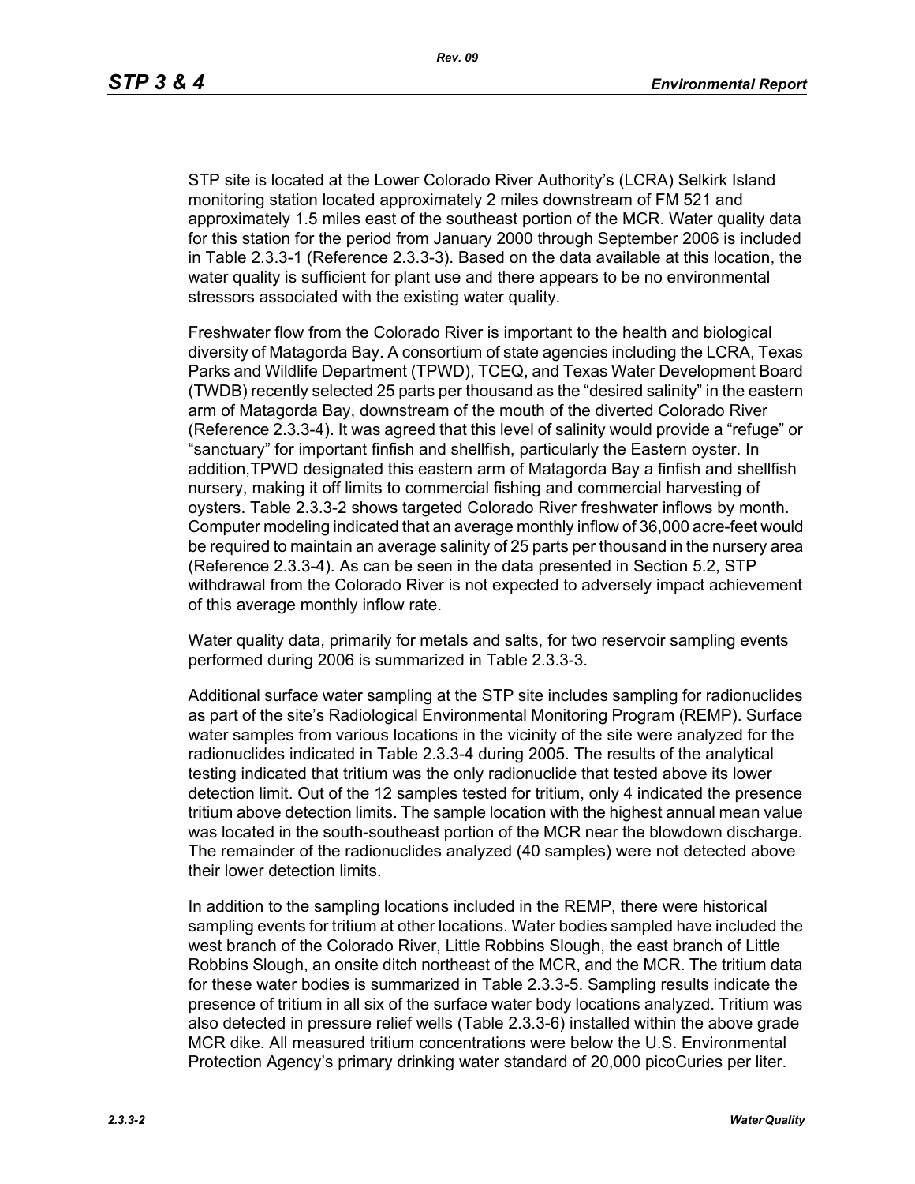STP site is located at the Lower Colorado River Authority's (LCRA) Selkirk Island monitoring station located approximately 2 miles downstream of FM 521 and approximately 1.5 miles east of the southeast portion of the MCR. Water quality data for this station for the period from January 2000 through September 2006 is included in Table 2.3.3-1 (Reference 2.3.3-3). Based on the data available at this location, the water quality is sufficient for plant use and there appears to be no environmental stressors associated with the existing water quality.

Freshwater flow from the Colorado River is important to the health and biological diversity of Matagorda Bay. A consortium of state agencies including the LCRA, Texas Parks and Wildlife Department (TPWD), TCEQ, and Texas Water Development Board (TWDB) recently selected 25 parts per thousand as the "desired salinity" in the eastern arm of Matagorda Bay, downstream of the mouth of the diverted Colorado River (Reference 2.3.3-4). It was agreed that this level of salinity would provide a "refuge" or "sanctuary" for important finfish and shellfish, particularly the Eastern oyster. In addition,TPWD designated this eastern arm of Matagorda Bay a finfish and shellfish nursery, making it off limits to commercial fishing and commercial harvesting of oysters. Table 2.3.3-2 shows targeted Colorado River freshwater inflows by month. Computer modeling indicated that an average monthly inflow of 36,000 acre-feet would be required to maintain an average salinity of 25 parts per thousand in the nursery area (Reference 2.3.3-4). As can be seen in the data presented in Section 5.2, STP withdrawal from the Colorado River is not expected to adversely impact achievement of this average monthly inflow rate.

Water quality data, primarily for metals and salts, for two reservoir sampling events performed during 2006 is summarized in Table 2.3.3-3.

Additional surface water sampling at the STP site includes sampling for radionuclides as part of the site's Radiological Environmental Monitoring Program (REMP). Surface water samples from various locations in the vicinity of the site were analyzed for the radionuclides indicated in Table 2.3.3-4 during 2005. The results of the analytical testing indicated that tritium was the only radionuclide that tested above its lower detection limit. Out of the 12 samples tested for tritium, only 4 indicated the presence tritium above detection limits. The sample location with the highest annual mean value was located in the south-southeast portion of the MCR near the blowdown discharge. The remainder of the radionuclides analyzed (40 samples) were not detected above their lower detection limits.

In addition to the sampling locations included in the REMP, there were historical sampling events for tritium at other locations. Water bodies sampled have included the west branch of the Colorado River, Little Robbins Slough, the east branch of Little Robbins Slough, an onsite ditch northeast of the MCR, and the MCR. The tritium data for these water bodies is summarized in Table 2.3.3-5. Sampling results indicate the presence of tritium in all six of the surface water body locations analyzed. Tritium was also detected in pressure relief wells (Table 2.3.3-6) installed within the above grade MCR dike. All measured tritium concentrations were below the U.S. Environmental Protection Agency's primary drinking water standard of 20,000 picoCuries per liter.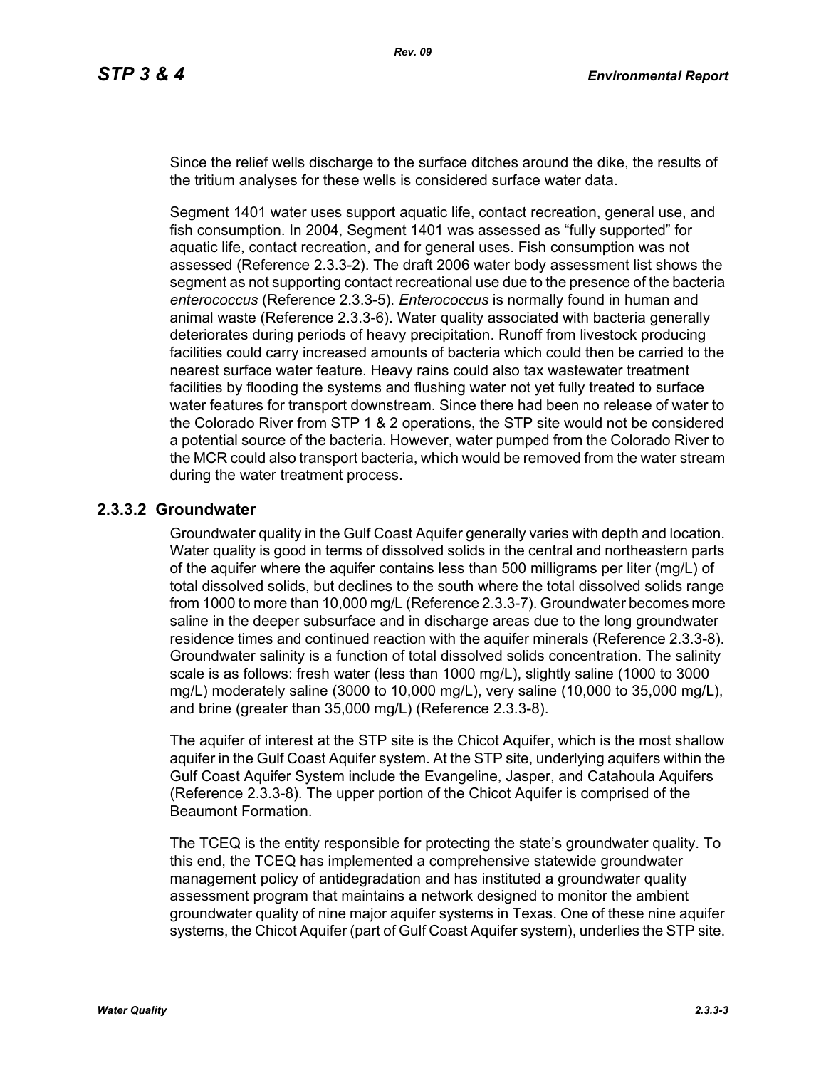Since the relief wells discharge to the surface ditches around the dike, the results of the tritium analyses for these wells is considered surface water data.

Segment 1401 water uses support aquatic life, contact recreation, general use, and fish consumption. In 2004, Segment 1401 was assessed as "fully supported" for aquatic life, contact recreation, and for general uses. Fish consumption was not assessed (Reference 2.3.3-2). The draft 2006 water body assessment list shows the segment as not supporting contact recreational use due to the presence of the bacteria *enterococcus* (Reference 2.3.3-5). *Enterococcus* is normally found in human and animal waste (Reference 2.3.3-6). Water quality associated with bacteria generally deteriorates during periods of heavy precipitation. Runoff from livestock producing facilities could carry increased amounts of bacteria which could then be carried to the nearest surface water feature. Heavy rains could also tax wastewater treatment facilities by flooding the systems and flushing water not yet fully treated to surface water features for transport downstream. Since there had been no release of water to the Colorado River from STP 1 & 2 operations, the STP site would not be considered a potential source of the bacteria. However, water pumped from the Colorado River to the MCR could also transport bacteria, which would be removed from the water stream during the water treatment process.

### 2.3.3.2 Groundwater

Groundwater quality in the Gulf Coast Aquifer generally varies with depth and location. Water quality is good in terms of dissolved solids in the central and northeastern parts of the aquifer where the aquifer contains less than 500 milligrams per liter (mg/L) of total dissolved solids, but declines to the south where the total dissolved solids range from 1000 to more than 10,000 mg/L (Reference 2.3.3-7). Groundwater becomes more saline in the deeper subsurface and in discharge areas due to the long groundwater residence times and continued reaction with the aquifer minerals (Reference 2.3.3-8). Groundwater salinity is a function of total dissolved solids concentration. The salinity scale is as follows: fresh water (less than 1000 mg/L), slightly saline (1000 to 3000 mg/L) moderately saline (3000 to 10,000 mg/L), very saline (10,000 to 35,000 mg/L), and brine (greater than 35,000 mg/L) (Reference 2.3.3-8).

The aquifer of interest at the STP site is the Chicot Aquifer, which is the most shallow aquifer in the Gulf Coast Aquifer system. At the STP site, underlying aquifers within the Gulf Coast Aquifer System include the Evangeline, Jasper, and Catahoula Aquifers (Reference 2.3.3-8). The upper portion of the Chicot Aquifer is comprised of the Beaumont Formation.

The TCEQ is the entity responsible for protecting the state's groundwater quality. To this end, the TCEQ has implemented a comprehensive statewide groundwater management policy of antidegradation and has instituted a groundwater quality assessment program that maintains a network designed to monitor the ambient groundwater quality of nine major aquifer systems in Texas. One of these nine aquifer systems, the Chicot Aquifer (part of Gulf Coast Aquifer system), underlies the STP site.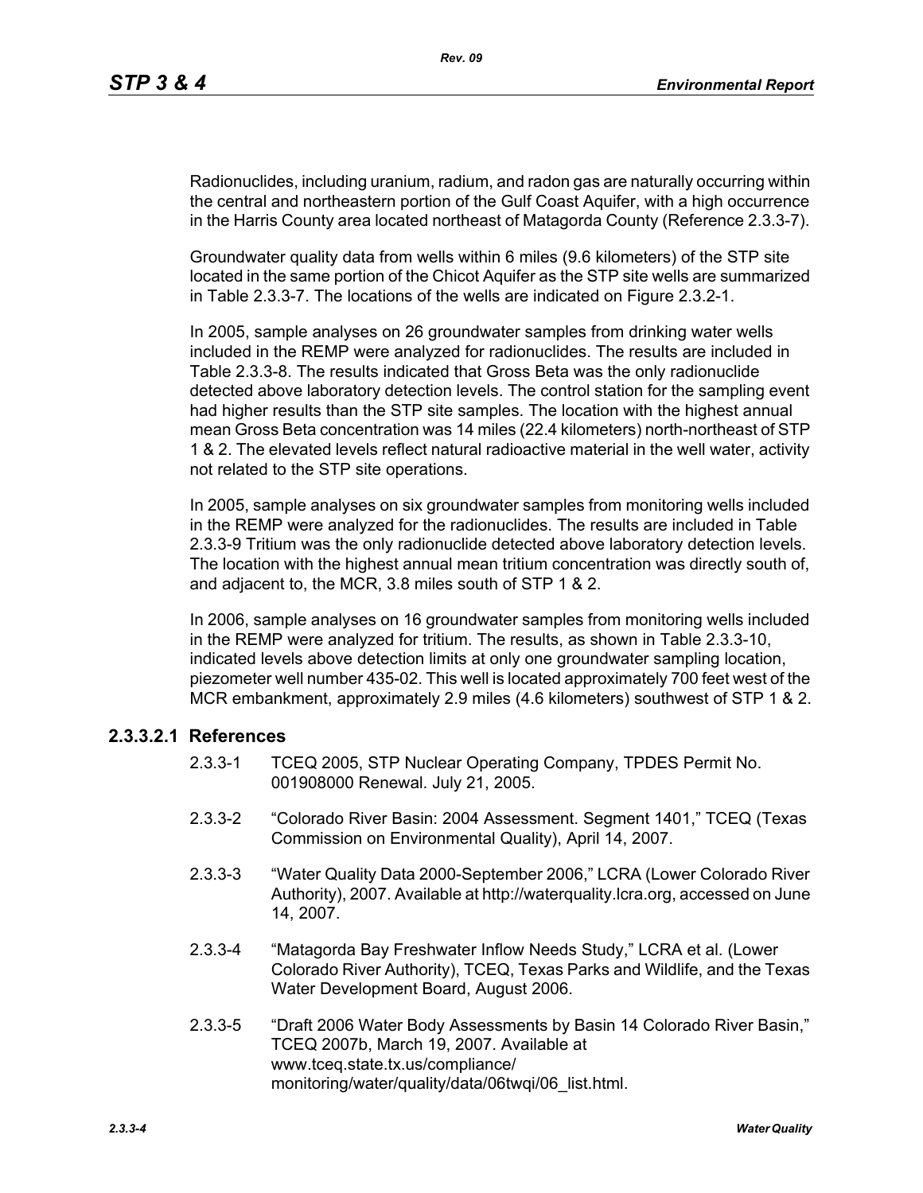Radionuclides, including uranium, radium, and radon gas are naturally occurring within the central and northeastern portion of the Gulf Coast Aquifer, with a high occurrence in the Harris County area located northeast of Matagorda County (Reference 2.3.3-7).

Groundwater quality data from wells within 6 miles (9.6 kilometers) of the STP site located in the same portion of the Chicot Aquifer as the STP site wells are summarized in Table 2.3.3-7. The locations of the wells are indicated on Figure 2.3.2-1.

In 2005, sample analyses on 26 groundwater samples from drinking water wells included in the REMP were analyzed for radionuclides. The results are included in Table 2.3.3-8. The results indicated that Gross Beta was the only radionuclide detected above laboratory detection levels. The control station for the sampling event had higher results than the STP site samples. The location with the highest annual mean Gross Beta concentration was 14 miles (22.4 kilometers) north-northeast of STP 1 & 2. The elevated levels reflect natural radioactive material in the well water, activity not related to the STP site operations.

In 2005, sample analyses on six groundwater samples from monitoring wells included in the REMP were analyzed for the radionuclides. The results are included in Table 2.3.3-9 Tritium was the only radionuclide detected above laboratory detection levels. The location with the highest annual mean tritium concentration was directly south of, and adjacent to, the MCR, 3.8 miles south of STP 1 & 2.

In 2006, sample analyses on 16 groundwater samples from monitoring wells included in the REMP were analyzed for tritium. The results, as shown in Table 2.3.3-10, indicated levels above detection limits at only one groundwater sampling location, piezometer well number 435-02. This well is located approximately 700 feet west of the MCR embankment, approximately 2.9 miles (4.6 kilometers) southwest of STP 1 & 2.

### 2.3.3.2.1 References

2.3.3-1 TCEQ 2005, STP Nuclear Operating Company, TPDES Permit No. 001908000 Renewal. July 21, 2005.

2.3.3-2 “Colorado River Basin: 2004 Assessment. Segment 1401,” TCEQ (Texas Commission on Environmental Quality), April 14, 2007.

2.3.3-3 “Water Quality Data 2000-September 2006,” LCRA (Lower Colorado River Authority), 2007. Available at http://waterquality.lcra.org, accessed on June 14, 2007.

2.3.3-4 “Matagorda Bay Freshwater Inflow Needs Study,” LCRA et al. (Lower Colorado River Authority), TCEQ, Texas Parks and Wildlife, and the Texas Water Development Board, August 2006.

2.3.3-5 “Draft 2006 Water Body Assessments by Basin 14 Colorado River Basin,” TCEQ 2007b, March 19, 2007. Available at www.tceq.state.tx.us/compliance/monitoring/water/quality/data/06twqi/06_list.html.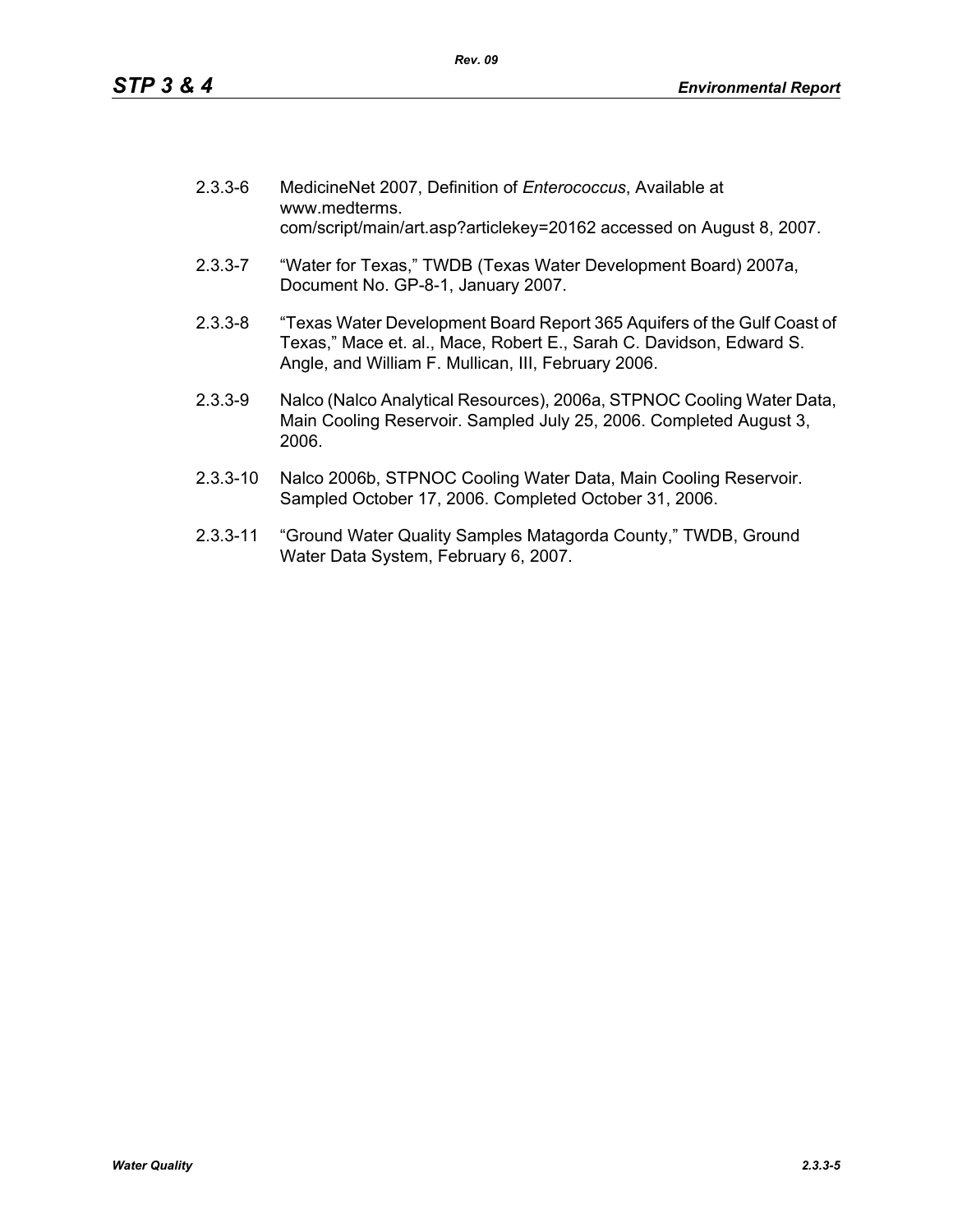2.3.3-6 MedicineNet 2007, Definition of *Enterococcus*, Available at www.medterms.com/script/main/art.asp?articlekey=20162 accessed on August 8, 2007.

2.3.3-7 "Water for Texas," TWDB (Texas Water Development Board) 2007a, Document No. GP-8-1, January 2007.

2.3.3-8 "Texas Water Development Board Report 365 Aquifers of the Gulf Coast of Texas," Mace et. al., Mace, Robert E., Sarah C. Davidson, Edward S. Angle, and William F. Mullican, III, February 2006.

2.3.3-9 Nalco (Nalco Analytical Resources), 2006a, STPNOC Cooling Water Data, Main Cooling Reservoir. Sampled July 25, 2006. Completed August 3, 2006.

2.3.3-10 Nalco 2006b, STPNOC Cooling Water Data, Main Cooling Reservoir. Sampled October 17, 2006. Completed October 31, 2006.

2.3.3-11 "Ground Water Quality Samples Matagorda County," TWDB, Ground Water Data System, February 6, 2007.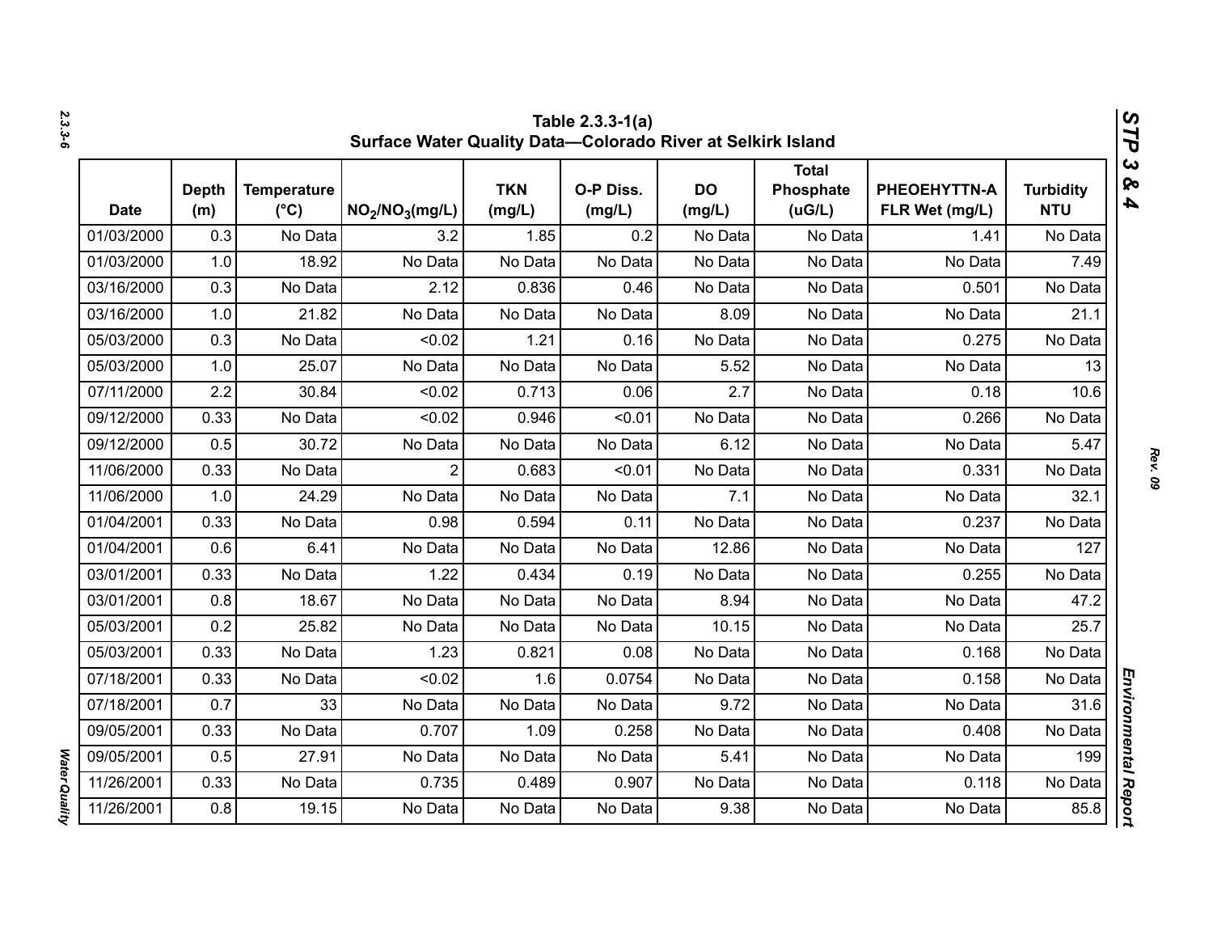Table 2.3.3-1(a)
Surface Water Quality Data—Colorado River at Selkirk Island

| Date | Depth (m) | Temperature (°C) | $NO_2/NO_3$(mg/L) | TKN (mg/L) | O-P Diss. (mg/L) | DO (mg/L) | Total Phosphate (uG/L) | PHEOEHYTTN-A FLR Wet (mg/L) | Turbidity NTU |
|---|---|---|---|---|---|---|---|---|---|
| 01/03/2000 | 0.3 | No Data | 3.2 | 1.85 | 0.2 | No Data | No Data | 1.41 | No Data |
| 01/03/2000 | 1.0 | 18.92 | No Data | No Data | No Data | No Data | No Data | No Data | 7.49 |
| 03/16/2000 | 0.3 | No Data | 2.12 | 0.836 | 0.46 | No Data | No Data | 0.501 | No Data |
| 03/16/2000 | 1.0 | 21.82 | No Data | No Data | No Data | 8.09 | No Data | No Data | 21.1 |
| 05/03/2000 | 0.3 | No Data | <0.02 | 1.21 | 0.16 | No Data | No Data | 0.275 | No Data |
| 05/03/2000 | 1.0 | 25.07 | No Data | No Data | No Data | 5.52 | No Data | No Data | 13 |
| 07/11/2000 | 2.2 | 30.84 | <0.02 | 0.713 | 0.06 | 2.7 | No Data | 0.18 | 10.6 |
| 09/12/2000 | 0.33 | No Data | <0.02 | 0.946 | <0.01 | No Data | No Data | 0.266 | No Data |
| 09/12/2000 | 0.5 | 30.72 | No Data | No Data | No Data | 6.12 | No Data | No Data | 5.47 |
| 11/06/2000 | 0.33 | No Data | 2 | 0.683 | <0.01 | No Data | No Data | 0.331 | No Data |
| 11/06/2000 | 1.0 | 24.29 | No Data | No Data | No Data | 7.1 | No Data | No Data | 32.1 |
| 01/04/2001 | 0.33 | No Data | 0.98 | 0.594 | 0.11 | No Data | No Data | 0.237 | No Data |
| 01/04/2001 | 0.6 | 6.41 | No Data | No Data | No Data | 12.86 | No Data | No Data | 127 |
| 03/01/2001 | 0.33 | No Data | 1.22 | 0.434 | 0.19 | No Data | No Data | 0.255 | No Data |
| 03/01/2001 | 0.8 | 18.67 | No Data | No Data | No Data | 8.94 | No Data | No Data | 47.2 |
| 05/03/2001 | 0.2 | 25.82 | No Data | No Data | No Data | 10.15 | No Data | No Data | 25.7 |
| 05/03/2001 | 0.33 | No Data | 1.23 | 0.821 | 0.08 | No Data | No Data | 0.168 | No Data |
| 07/18/2001 | 0.33 | No Data | <0.02 | 1.6 | 0.0754 | No Data | No Data | 0.158 | No Data |
| 07/18/2001 | 0.7 | 33 | No Data | No Data | No Data | 9.72 | No Data | No Data | 31.6 |
| 09/05/2001 | 0.33 | No Data | 0.707 | 1.09 | 0.258 | No Data | No Data | 0.408 | No Data |
| 09/05/2001 | 0.5 | 27.91 | No Data | No Data | No Data | 5.41 | No Data | No Data | 199 |
| 11/26/2001 | 0.33 | No Data | 0.735 | 0.489 | 0.907 | No Data | No Data | 0.118 | No Data |
| 11/26/2001 | 0.8 | 19.15 | No Data | No Data | No Data | 9.38 | No Data | No Data | 85.8 |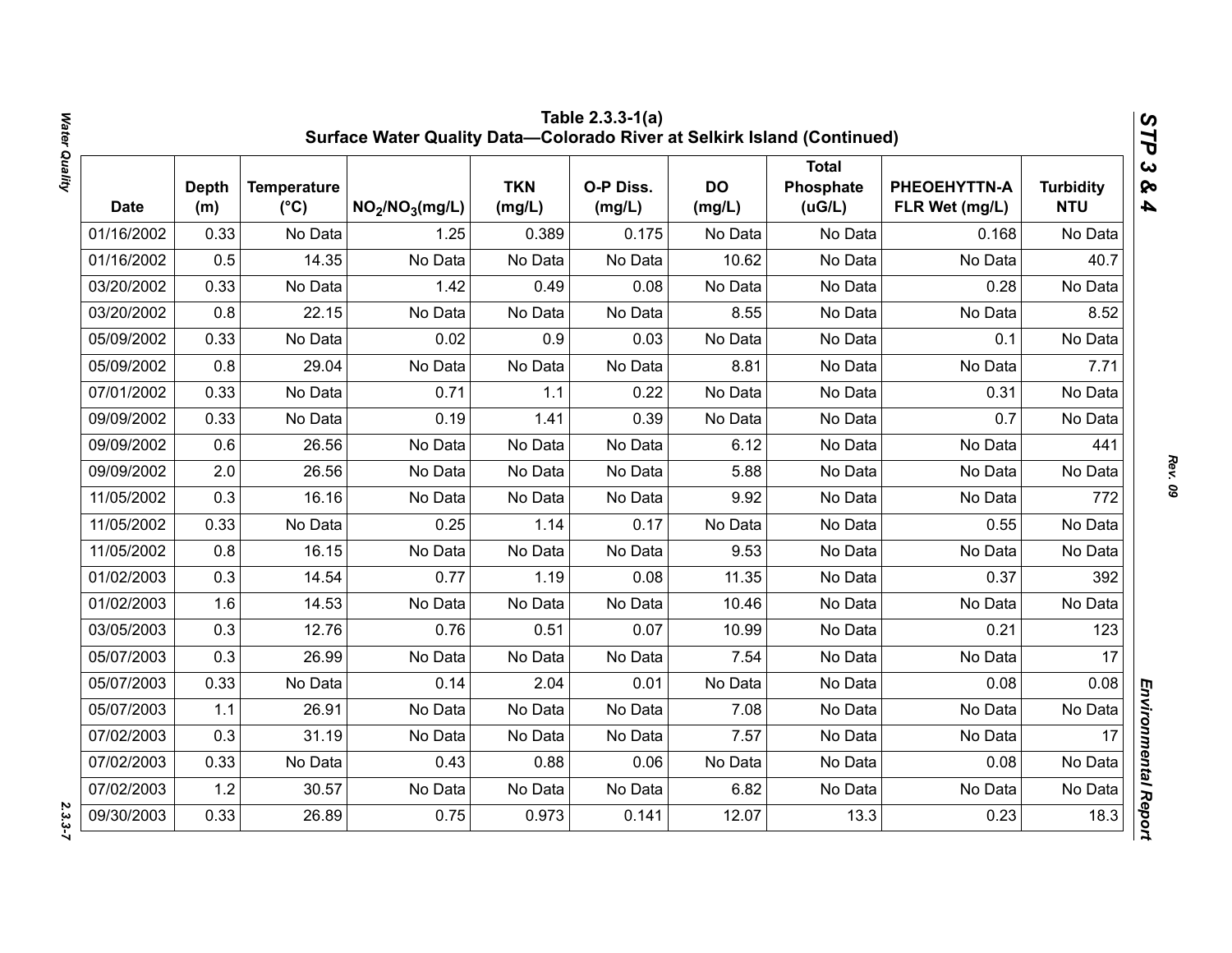# Table 2.3.3-1(a) Surface Water Quality Data—Colorado River at Selkirk Island (Continued)

| Date | Depth (m) | Temperature (°C) | $NO_2/NO_3$(mg/L) | TKN (mg/L) | O-P Diss. (mg/L) | DO (mg/L) | Total Phosphate (uG/L) | PHEOEHYTTN-A FLR Wet (mg/L) | Turbidity NTU |
|---|---|---|---|---|---|---|---|---|---|
| 01/16/2002 | 0.33 | No Data | 1.25 | 0.389 | 0.175 | No Data | No Data | 0.168 | No Data |
| 01/16/2002 | 0.5 | 14.35 | No Data | No Data | No Data | 10.62 | No Data | No Data | 40.7 |
| 03/20/2002 | 0.33 | No Data | 1.42 | 0.49 | 0.08 | No Data | No Data | 0.28 | No Data |
| 03/20/2002 | 0.8 | 22.15 | No Data | No Data | No Data | 8.55 | No Data | No Data | 8.52 |
| 05/09/2002 | 0.33 | No Data | 0.02 | 0.9 | 0.03 | No Data | No Data | 0.1 | No Data |
| 05/09/2002 | 0.8 | 29.04 | No Data | No Data | No Data | 8.81 | No Data | No Data | 7.71 |
| 07/01/2002 | 0.33 | No Data | 0.71 | 1.1 | 0.22 | No Data | No Data | 0.31 | No Data |
| 09/09/2002 | 0.33 | No Data | 0.19 | 1.41 | 0.39 | No Data | No Data | 0.7 | No Data |
| 09/09/2002 | 0.6 | 26.56 | No Data | No Data | No Data | 6.12 | No Data | No Data | 441 |
| 09/09/2002 | 2.0 | 26.56 | No Data | No Data | No Data | 5.88 | No Data | No Data | No Data |
| 11/05/2002 | 0.3 | 16.16 | No Data | No Data | No Data | 9.92 | No Data | No Data | 772 |
| 11/05/2002 | 0.33 | No Data | 0.25 | 1.14 | 0.17 | No Data | No Data | 0.55 | No Data |
| 11/05/2002 | 0.8 | 16.15 | No Data | No Data | No Data | 9.53 | No Data | No Data | No Data |
| 01/02/2003 | 0.3 | 14.54 | 0.77 | 1.19 | 0.08 | 11.35 | No Data | 0.37 | 392 |
| 01/02/2003 | 1.6 | 14.53 | No Data | No Data | No Data | 10.46 | No Data | No Data | No Data |
| 03/05/2003 | 0.3 | 12.76 | 0.76 | 0.51 | 0.07 | 10.99 | No Data | 0.21 | 123 |
| 05/07/2003 | 0.3 | 26.99 | No Data | No Data | No Data | 7.54 | No Data | No Data | 17 |
| 05/07/2003 | 0.33 | No Data | 0.14 | 2.04 | 0.01 | No Data | No Data | 0.08 | 0.08 |
| 05/07/2003 | 1.1 | 26.91 | No Data | No Data | No Data | 7.08 | No Data | No Data | No Data |
| 07/02/2003 | 0.3 | 31.19 | No Data | No Data | No Data | 7.57 | No Data | No Data | 17 |
| 07/02/2003 | 0.33 | No Data | 0.43 | 0.88 | 0.06 | No Data | No Data | 0.08 | No Data |
| 07/02/2003 | 1.2 | 30.57 | No Data | No Data | No Data | 6.82 | No Data | No Data | No Data |
| 09/30/2003 | 0.33 | 26.89 | 0.75 | 0.973 | 0.141 | 12.07 | 13.3 | 0.23 | 18.3 |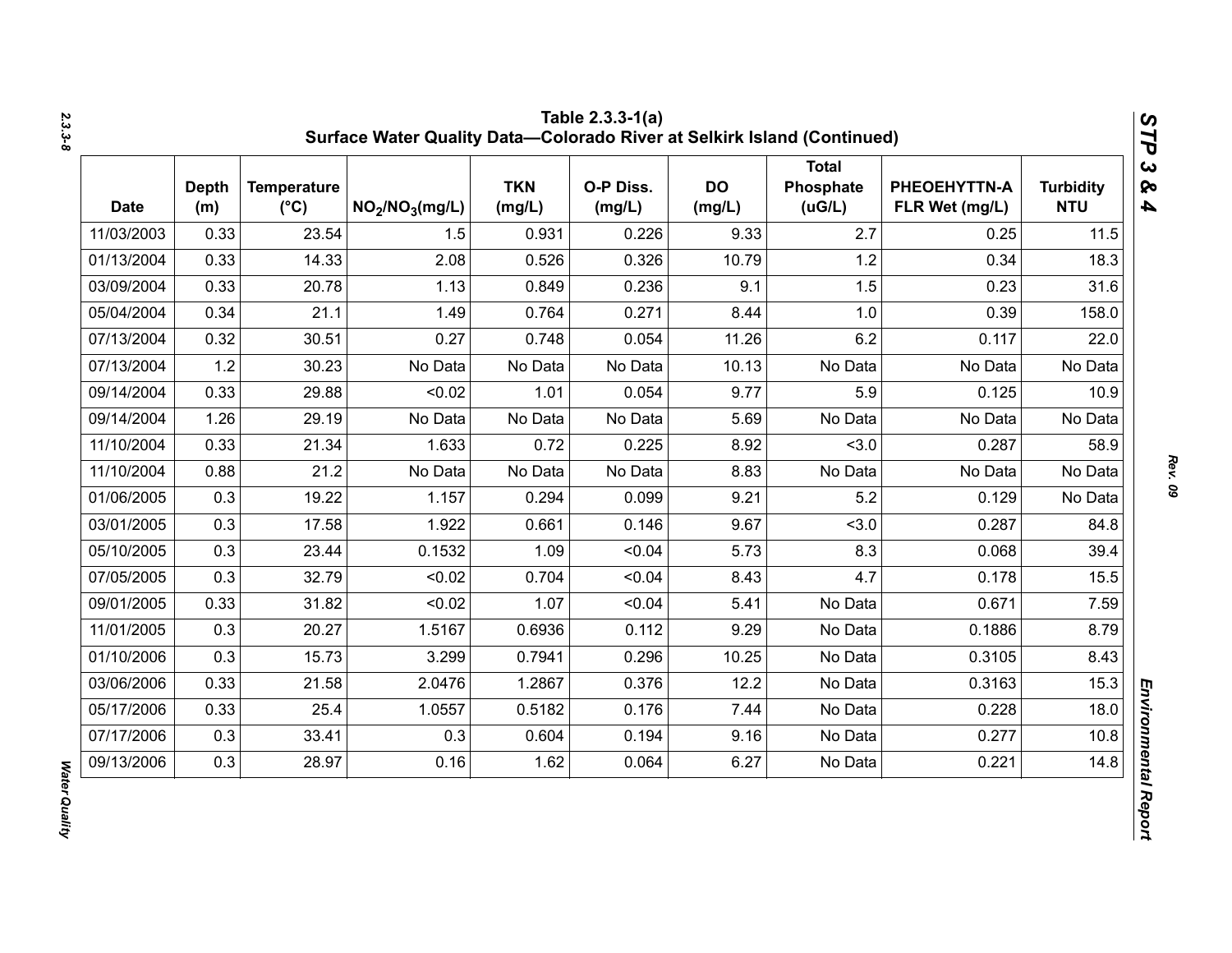**Table 2.3.3-1(a)**
**Surface Water Quality Data—Colorado River at Selkirk Island (Continued)**

| Date | Depth (m) | Temperature (°C) | $NO_2/NO_3$(mg/L) | TKN (mg/L) | O-P Diss. (mg/L) | DO (mg/L) | Total Phosphate (uG/L) | PHEOEHYTTN-A FLR Wet (mg/L) | Turbidity NTU |
|---|---|---|---|---|---|---|---|---|---|
| 11/03/2003 | 0.33 | 23.54 | 1.5 | 0.931 | 0.226 | 9.33 | 2.7 | 0.25 | 11.5 |
| 01/13/2004 | 0.33 | 14.33 | 2.08 | 0.526 | 0.326 | 10.79 | 1.2 | 0.34 | 18.3 |
| 03/09/2004 | 0.33 | 20.78 | 1.13 | 0.849 | 0.236 | 9.1 | 1.5 | 0.23 | 31.6 |
| 05/04/2004 | 0.34 | 21.1 | 1.49 | 0.764 | 0.271 | 8.44 | 1.0 | 0.39 | 158.0 |
| 07/13/2004 | 0.32 | 30.51 | 0.27 | 0.748 | 0.054 | 11.26 | 6.2 | 0.117 | 22.0 |
| 07/13/2004 | 1.2 | 30.23 | No Data | No Data | No Data | 10.13 | No Data | No Data | No Data |
| 09/14/2004 | 0.33 | 29.88 | <0.02 | 1.01 | 0.054 | 9.77 | 5.9 | 0.125 | 10.9 |
| 09/14/2004 | 1.26 | 29.19 | No Data | No Data | No Data | 5.69 | No Data | No Data | No Data |
| 11/10/2004 | 0.33 | 21.34 | 1.633 | 0.72 | 0.225 | 8.92 | <3.0 | 0.287 | 58.9 |
| 11/10/2004 | 0.88 | 21.2 | No Data | No Data | No Data | 8.83 | No Data | No Data | No Data |
| 01/06/2005 | 0.3 | 19.22 | 1.157 | 0.294 | 0.099 | 9.21 | 5.2 | 0.129 | No Data |
| 03/01/2005 | 0.3 | 17.58 | 1.922 | 0.661 | 0.146 | 9.67 | <3.0 | 0.287 | 84.8 |
| 05/10/2005 | 0.3 | 23.44 | 0.1532 | 1.09 | <0.04 | 5.73 | 8.3 | 0.068 | 39.4 |
| 07/05/2005 | 0.3 | 32.79 | <0.02 | 0.704 | <0.04 | 8.43 | 4.7 | 0.178 | 15.5 |
| 09/01/2005 | 0.33 | 31.82 | <0.02 | 1.07 | <0.04 | 5.41 | No Data | 0.671 | 7.59 |
| 11/01/2005 | 0.3 | 20.27 | 1.5167 | 0.6936 | 0.112 | 9.29 | No Data | 0.1886 | 8.79 |
| 01/10/2006 | 0.3 | 15.73 | 3.299 | 0.7941 | 0.296 | 10.25 | No Data | 0.3105 | 8.43 |
| 03/06/2006 | 0.33 | 21.58 | 2.0476 | 1.2867 | 0.376 | 12.2 | No Data | 0.3163 | 15.3 |
| 05/17/2006 | 0.33 | 25.4 | 1.0557 | 0.5182 | 0.176 | 7.44 | No Data | 0.228 | 18.0 |
| 07/17/2006 | 0.3 | 33.41 | 0.3 | 0.604 | 0.194 | 9.16 | No Data | 0.277 | 10.8 |
| 09/13/2006 | 0.3 | 28.97 | 0.16 | 1.62 | 0.064 | 6.27 | No Data | 0.221 | 14.8 |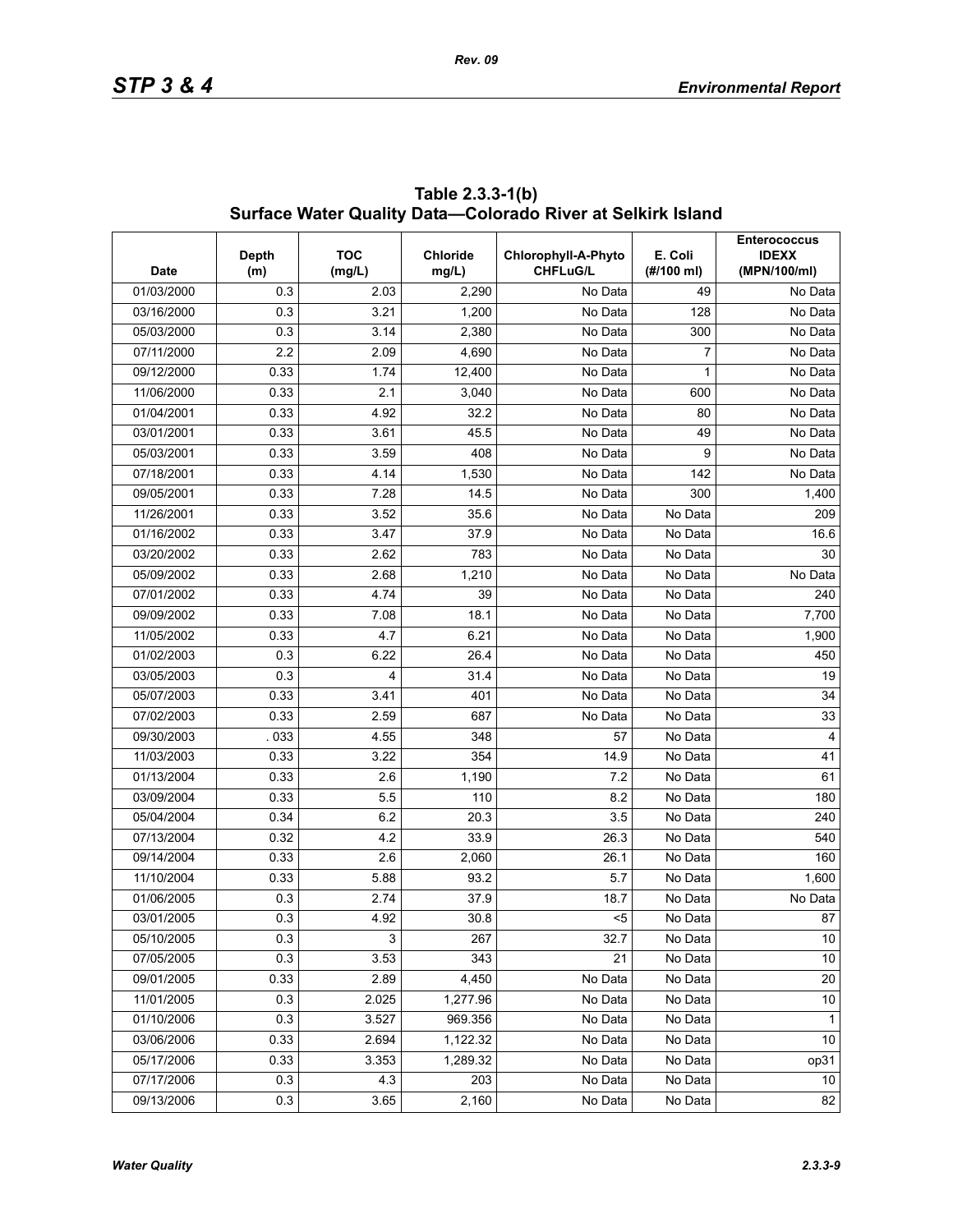**Table 2.3.3-1(b) Surface Water Quality Data—Colorado River at Selkirk Island**

| Date | Depth (m) | TOC (mg/L) | Chloride mg/L) | Chlorophyll-A-Phyto CHFLuG/L | E. Coli (#/100 ml) | Enterococcus IDEXX (MPN/100/ml) |
|---|---|---|---|---|---|---|
| 01/03/2000 | 0.3 | 2.03 | 2,290 | No Data | 49 | No Data |
| 03/16/2000 | 0.3 | 3.21 | 1,200 | No Data | 128 | No Data |
| 05/03/2000 | 0.3 | 3.14 | 2,380 | No Data | 300 | No Data |
| 07/11/2000 | 2.2 | 2.09 | 4,690 | No Data | 7 | No Data |
| 09/12/2000 | 0.33 | 1.74 | 12,400 | No Data | 1 | No Data |
| 11/06/2000 | 0.33 | 2.1 | 3,040 | No Data | 600 | No Data |
| 01/04/2001 | 0.33 | 4.92 | 32.2 | No Data | 80 | No Data |
| 03/01/2001 | 0.33 | 3.61 | 45.5 | No Data | 49 | No Data |
| 05/03/2001 | 0.33 | 3.59 | 408 | No Data | 9 | No Data |
| 07/18/2001 | 0.33 | 4.14 | 1,530 | No Data | 142 | No Data |
| 09/05/2001 | 0.33 | 7.28 | 14.5 | No Data | 300 | 1,400 |
| 11/26/2001 | 0.33 | 3.52 | 35.6 | No Data | No Data | 209 |
| 01/16/2002 | 0.33 | 3.47 | 37.9 | No Data | No Data | 16.6 |
| 03/20/2002 | 0.33 | 2.62 | 783 | No Data | No Data | 30 |
| 05/09/2002 | 0.33 | 2.68 | 1,210 | No Data | No Data | No Data |
| 07/01/2002 | 0.33 | 4.74 | 39 | No Data | No Data | 240 |
| 09/09/2002 | 0.33 | 7.08 | 18.1 | No Data | No Data | 7,700 |
| 11/05/2002 | 0.33 | 4.7 | 6.21 | No Data | No Data | 1,900 |
| 01/02/2003 | 0.3 | 6.22 | 26.4 | No Data | No Data | 450 |
| 03/05/2003 | 0.3 | 4 | 31.4 | No Data | No Data | 19 |
| 05/07/2003 | 0.33 | 3.41 | 401 | No Data | No Data | 34 |
| 07/02/2003 | 0.33 | 2.59 | 687 | No Data | No Data | 33 |
| 09/30/2003 | . 033 | 4.55 | 348 | 57 | No Data | 4 |
| 11/03/2003 | 0.33 | 3.22 | 354 | 14.9 | No Data | 41 |
| 01/13/2004 | 0.33 | 2.6 | 1,190 | 7.2 | No Data | 61 |
| 03/09/2004 | 0.33 | 5.5 | 110 | 8.2 | No Data | 180 |
| 05/04/2004 | 0.34 | 6.2 | 20.3 | 3.5 | No Data | 240 |
| 07/13/2004 | 0.32 | 4.2 | 33.9 | 26.3 | No Data | 540 |
| 09/14/2004 | 0.33 | 2.6 | 2,060 | 26.1 | No Data | 160 |
| 11/10/2004 | 0.33 | 5.88 | 93.2 | 5.7 | No Data | 1,600 |
| 01/06/2005 | 0.3 | 2.74 | 37.9 | 18.7 | No Data | No Data |
| 03/01/2005 | 0.3 | 4.92 | 30.8 | <5 | No Data | 87 |
| 05/10/2005 | 0.3 | 3 | 267 | 32.7 | No Data | 10 |
| 07/05/2005 | 0.3 | 3.53 | 343 | 21 | No Data | 10 |
| 09/01/2005 | 0.33 | 2.89 | 4,450 | No Data | No Data | 20 |
| 11/01/2005 | 0.3 | 2.025 | 1,277.96 | No Data | No Data | 10 |
| 01/10/2006 | 0.3 | 3.527 | 969.356 | No Data | No Data | 1 |
| 03/06/2006 | 0.33 | 2.694 | 1,122.32 | No Data | No Data | 10 |
| 05/17/2006 | 0.33 | 3.353 | 1,289.32 | No Data | No Data | op31 |
| 07/17/2006 | 0.3 | 4.3 | 203 | No Data | No Data | 10 |
| 09/13/2006 | 0.3 | 3.65 | 2,160 | No Data | No Data | 82 |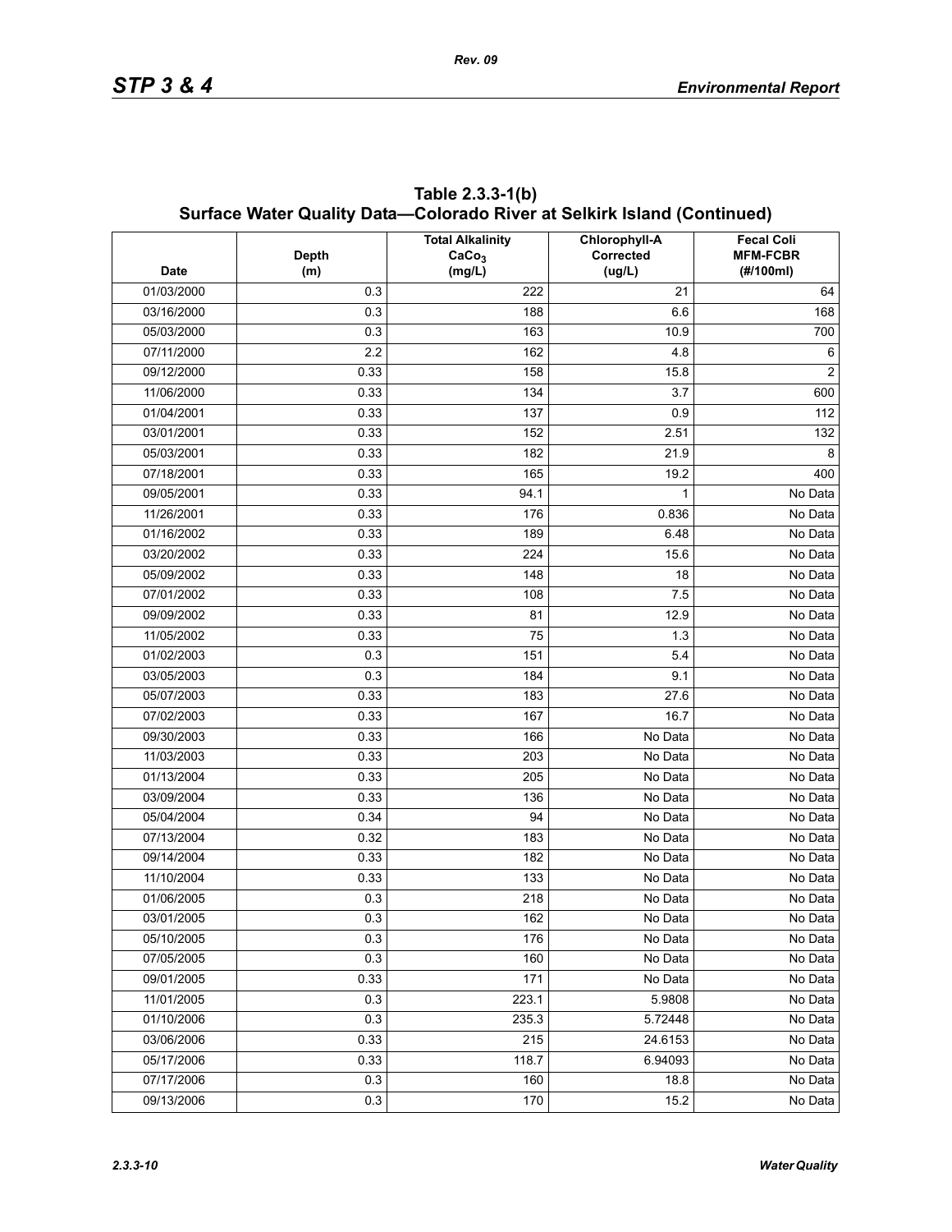**Table 2.3.3-1(b)**
**Surface Water Quality Data—Colorado River at Selkirk Island (Continued)**

| Date | Depth (m) | Total Alkalinity $CaCo_3$ (mg/L) | Chlorophyll-A Corrected (ug/L) | Fecal Coli MFM-FCBR (#/100ml) |
|---|---|---|---|---|
| 01/03/2000 | 0.3 | 222 | 21 | 64 |
| 03/16/2000 | 0.3 | 188 | 6.6 | 168 |
| 05/03/2000 | 0.3 | 163 | 10.9 | 700 |
| 07/11/2000 | 2.2 | 162 | 4.8 | 6 |
| 09/12/2000 | 0.33 | 158 | 15.8 | 2 |
| 11/06/2000 | 0.33 | 134 | 3.7 | 600 |
| 01/04/2001 | 0.33 | 137 | 0.9 | 112 |
| 03/01/2001 | 0.33 | 152 | 2.51 | 132 |
| 05/03/2001 | 0.33 | 182 | 21.9 | 8 |
| 07/18/2001 | 0.33 | 165 | 19.2 | 400 |
| 09/05/2001 | 0.33 | 94.1 | 1 | No Data |
| 11/26/2001 | 0.33 | 176 | 0.836 | No Data |
| 01/16/2002 | 0.33 | 189 | 6.48 | No Data |
| 03/20/2002 | 0.33 | 224 | 15.6 | No Data |
| 05/09/2002 | 0.33 | 148 | 18 | No Data |
| 07/01/2002 | 0.33 | 108 | 7.5 | No Data |
| 09/09/2002 | 0.33 | 81 | 12.9 | No Data |
| 11/05/2002 | 0.33 | 75 | 1.3 | No Data |
| 01/02/2003 | 0.3 | 151 | 5.4 | No Data |
| 03/05/2003 | 0.3 | 184 | 9.1 | No Data |
| 05/07/2003 | 0.33 | 183 | 27.6 | No Data |
| 07/02/2003 | 0.33 | 167 | 16.7 | No Data |
| 09/30/2003 | 0.33 | 166 | No Data | No Data |
| 11/03/2003 | 0.33 | 203 | No Data | No Data |
| 01/13/2004 | 0.33 | 205 | No Data | No Data |
| 03/09/2004 | 0.33 | 136 | No Data | No Data |
| 05/04/2004 | 0.34 | 94 | No Data | No Data |
| 07/13/2004 | 0.32 | 183 | No Data | No Data |
| 09/14/2004 | 0.33 | 182 | No Data | No Data |
| 11/10/2004 | 0.33 | 133 | No Data | No Data |
| 01/06/2005 | 0.3 | 218 | No Data | No Data |
| 03/01/2005 | 0.3 | 162 | No Data | No Data |
| 05/10/2005 | 0.3 | 176 | No Data | No Data |
| 07/05/2005 | 0.3 | 160 | No Data | No Data |
| 09/01/2005 | 0.33 | 171 | No Data | No Data |
| 11/01/2005 | 0.3 | 223.1 | 5.9808 | No Data |
| 01/10/2006 | 0.3 | 235.3 | 5.72448 | No Data |
| 03/06/2006 | 0.33 | 215 | 24.6153 | No Data |
| 05/17/2006 | 0.33 | 118.7 | 6.94093 | No Data |
| 07/17/2006 | 0.3 | 160 | 18.8 | No Data |
| 09/13/2006 | 0.3 | 170 | 15.2 | No Data |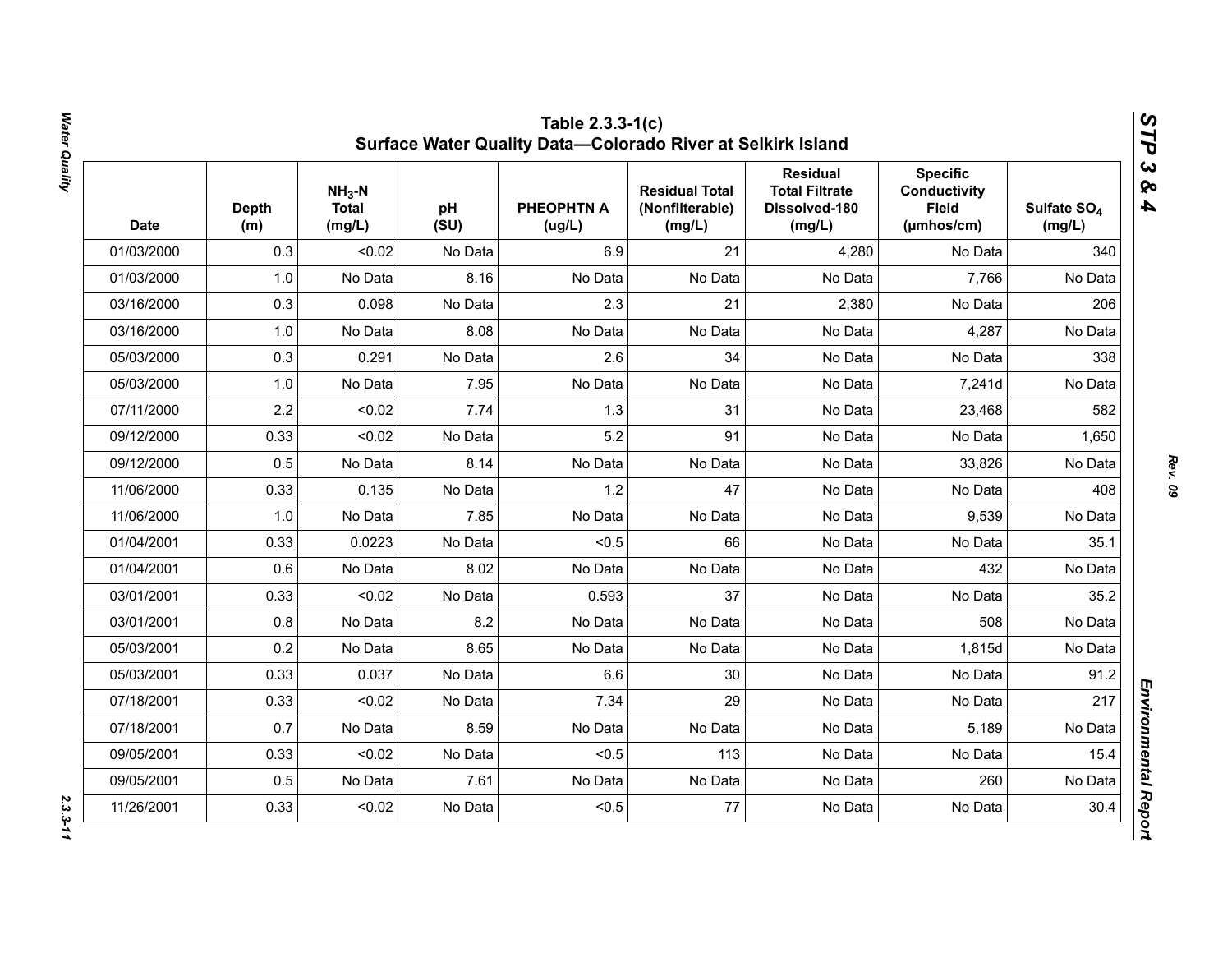## Table 2.3.3-1(c) Surface Water Quality Data—Colorado River at Selkirk Island

| Date | Depth (m) | $NH_3$-N Total (mg/L) | pH (SU) | PHEOPHTN A (ug/L) | Residual Total (Nonfilterable) (mg/L) | Residual Total Filtrate Dissolved-180 (mg/L) | Specific Conductivity Field (µmhos/cm) | Sulfate $SO_4$ (mg/L) |
|---|---|---|---|---|---|---|---|---|
| 01/03/2000 | 0.3 | <0.02 | No Data | 6.9 | 21 | 4,280 | No Data | 340 |
| 01/03/2000 | 1.0 | No Data | 8.16 | No Data | No Data | No Data | 7,766 | No Data |
| 03/16/2000 | 0.3 | 0.098 | No Data | 2.3 | 21 | 2,380 | No Data | 206 |
| 03/16/2000 | 1.0 | No Data | 8.08 | No Data | No Data | No Data | 4,287 | No Data |
| 05/03/2000 | 0.3 | 0.291 | No Data | 2.6 | 34 | No Data | No Data | 338 |
| 05/03/2000 | 1.0 | No Data | 7.95 | No Data | No Data | No Data | 7,241d | No Data |
| 07/11/2000 | 2.2 | <0.02 | 7.74 | 1.3 | 31 | No Data | 23,468 | 582 |
| 09/12/2000 | 0.33 | <0.02 | No Data | 5.2 | 91 | No Data | No Data | 1,650 |
| 09/12/2000 | 0.5 | No Data | 8.14 | No Data | No Data | No Data | 33,826 | No Data |
| 11/06/2000 | 0.33 | 0.135 | No Data | 1.2 | 47 | No Data | No Data | 408 |
| 11/06/2000 | 1.0 | No Data | 7.85 | No Data | No Data | No Data | 9,539 | No Data |
| 01/04/2001 | 0.33 | 0.0223 | No Data | <0.5 | 66 | No Data | No Data | 35.1 |
| 01/04/2001 | 0.6 | No Data | 8.02 | No Data | No Data | No Data | 432 | No Data |
| 03/01/2001 | 0.33 | <0.02 | No Data | 0.593 | 37 | No Data | No Data | 35.2 |
| 03/01/2001 | 0.8 | No Data | 8.2 | No Data | No Data | No Data | 508 | No Data |
| 05/03/2001 | 0.2 | No Data | 8.65 | No Data | No Data | No Data | 1,815d | No Data |
| 05/03/2001 | 0.33 | 0.037 | No Data | 6.6 | 30 | No Data | No Data | 91.2 |
| 07/18/2001 | 0.33 | <0.02 | No Data | 7.34 | 29 | No Data | No Data | 217 |
| 07/18/2001 | 0.7 | No Data | 8.59 | No Data | No Data | No Data | 5,189 | No Data |
| 09/05/2001 | 0.33 | <0.02 | No Data | <0.5 | 113 | No Data | No Data | 15.4 |
| 09/05/2001 | 0.5 | No Data | 7.61 | No Data | No Data | No Data | 260 | No Data |
| 11/26/2001 | 0.33 | <0.02 | No Data | <0.5 | 77 | No Data | No Data | 30.4 |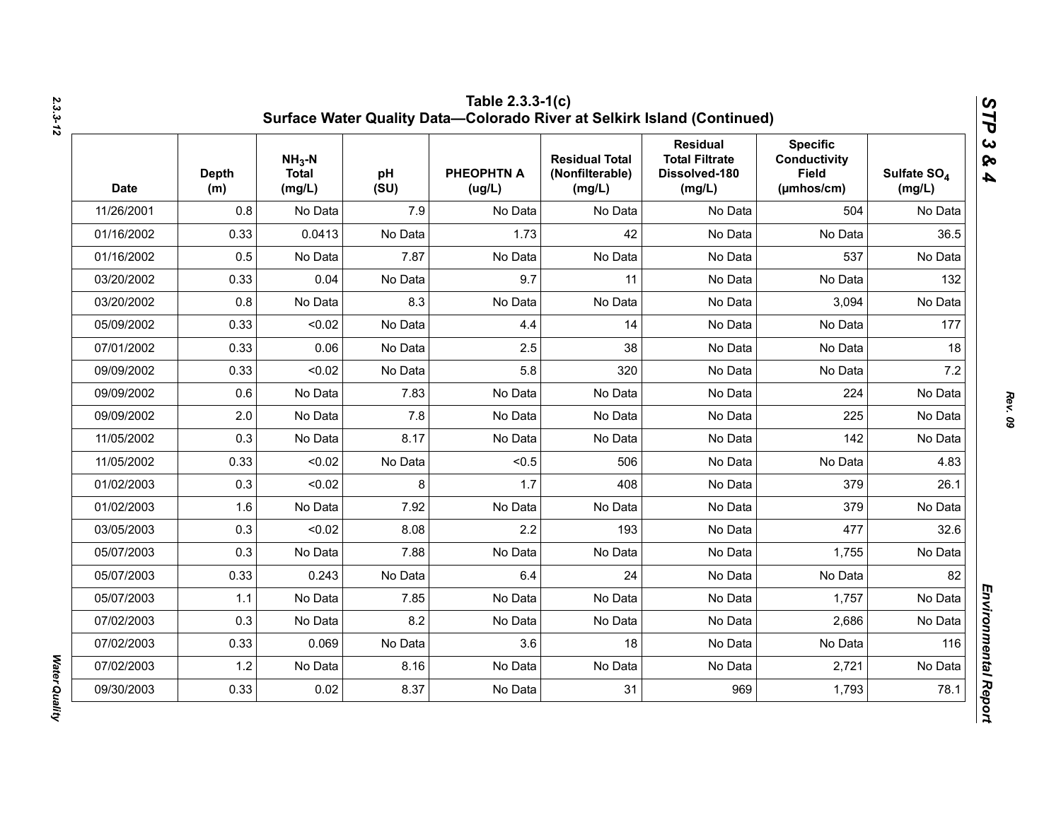# Table 2.3.3-1(c) Surface Water Quality Data—Colorado River at Selkirk Island (Continued)

| Date | Depth (m) | $NH_3$-N Total (mg/L) | pH (SU) | PHEOPHTN A (ug/L) | Residual Total (Nonfilterable) (mg/L) | Residual Total Filtrate Dissolved-180 (mg/L) | Specific Conductivity Field (µmhos/cm) | Sulfate $SO_4$ (mg/L) |
|---|---|---|---|---|---|---|---|---|
| 11/26/2001 | 0.8 | No Data | 7.9 | No Data | No Data | No Data | 504 | No Data |
| 01/16/2002 | 0.33 | 0.0413 | No Data | 1.73 | 42 | No Data | No Data | 36.5 |
| 01/16/2002 | 0.5 | No Data | 7.87 | No Data | No Data | No Data | 537 | No Data |
| 03/20/2002 | 0.33 | 0.04 | No Data | 9.7 | 11 | No Data | No Data | 132 |
| 03/20/2002 | 0.8 | No Data | 8.3 | No Data | No Data | No Data | 3,094 | No Data |
| 05/09/2002 | 0.33 | <0.02 | No Data | 4.4 | 14 | No Data | No Data | 177 |
| 07/01/2002 | 0.33 | 0.06 | No Data | 2.5 | 38 | No Data | No Data | 18 |
| 09/09/2002 | 0.33 | <0.02 | No Data | 5.8 | 320 | No Data | No Data | 7.2 |
| 09/09/2002 | 0.6 | No Data | 7.83 | No Data | No Data | No Data | 224 | No Data |
| 09/09/2002 | 2.0 | No Data | 7.8 | No Data | No Data | No Data | 225 | No Data |
| 11/05/2002 | 0.3 | No Data | 8.17 | No Data | No Data | No Data | 142 | No Data |
| 11/05/2002 | 0.33 | <0.02 | No Data | <0.5 | 506 | No Data | No Data | 4.83 |
| 01/02/2003 | 0.3 | <0.02 | 8 | 1.7 | 408 | No Data | 379 | 26.1 |
| 01/02/2003 | 1.6 | No Data | 7.92 | No Data | No Data | No Data | 379 | No Data |
| 03/05/2003 | 0.3 | <0.02 | 8.08 | 2.2 | 193 | No Data | 477 | 32.6 |
| 05/07/2003 | 0.3 | No Data | 7.88 | No Data | No Data | No Data | 1,755 | No Data |
| 05/07/2003 | 0.33 | 0.243 | No Data | 6.4 | 24 | No Data | No Data | 82 |
| 05/07/2003 | 1.1 | No Data | 7.85 | No Data | No Data | No Data | 1,757 | No Data |
| 07/02/2003 | 0.3 | No Data | 8.2 | No Data | No Data | No Data | 2,686 | No Data |
| 07/02/2003 | 0.33 | 0.069 | No Data | 3.6 | 18 | No Data | No Data | 116 |
| 07/02/2003 | 1.2 | No Data | 8.16 | No Data | No Data | No Data | 2,721 | No Data |
| 09/30/2003 | 0.33 | 0.02 | 8.37 | No Data | 31 | 969 | 1,793 | 78.1 |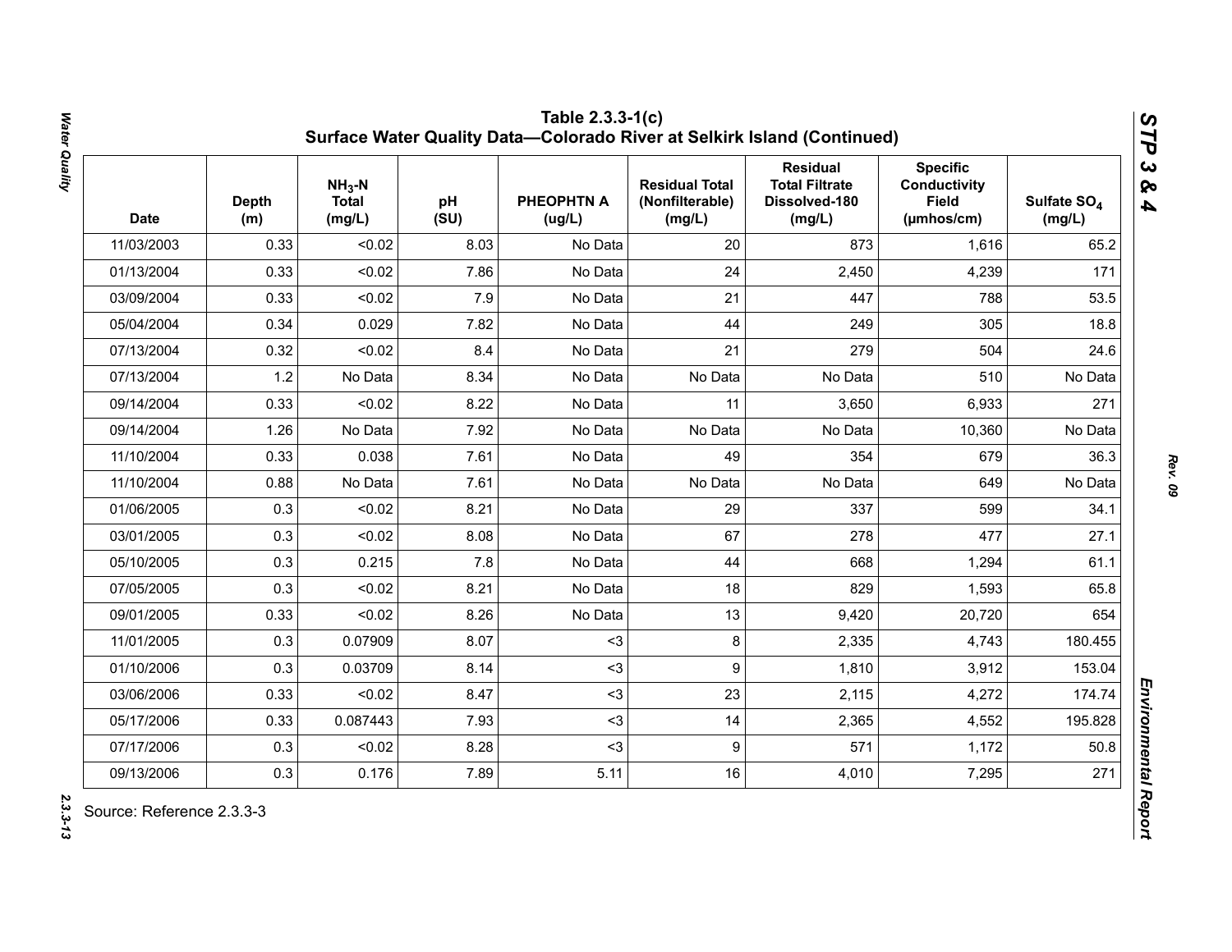### Table 2.3.3-1(c)
### Surface Water Quality Data—Colorado River at Selkirk Island (Continued)

| Date | Depth (m) | $NH_3$-N Total (mg/L) | pH (SU) | PHEOPHTN A (ug/L) | Residual Total (Nonfilterable) (mg/L) | Residual Total Filtrate Dissolved-180 (mg/L) | Specific Conductivity Field (µmhos/cm) | Sulfate $SO_4$ (mg/L) |
|---|---|---|---|---|---|---|---|---|
| 11/03/2003 | 0.33 | <0.02 | 8.03 | No Data | 20 | 873 | 1,616 | 65.2 |
| 01/13/2004 | 0.33 | <0.02 | 7.86 | No Data | 24 | 2,450 | 4,239 | 171 |
| 03/09/2004 | 0.33 | <0.02 | 7.9 | No Data | 21 | 447 | 788 | 53.5 |
| 05/04/2004 | 0.34 | 0.029 | 7.82 | No Data | 44 | 249 | 305 | 18.8 |
| 07/13/2004 | 0.32 | <0.02 | 8.4 | No Data | 21 | 279 | 504 | 24.6 |
| 07/13/2004 | 1.2 | No Data | 8.34 | No Data | No Data | No Data | 510 | No Data |
| 09/14/2004 | 0.33 | <0.02 | 8.22 | No Data | 11 | 3,650 | 6,933 | 271 |
| 09/14/2004 | 1.26 | No Data | 7.92 | No Data | No Data | No Data | 10,360 | No Data |
| 11/10/2004 | 0.33 | 0.038 | 7.61 | No Data | 49 | 354 | 679 | 36.3 |
| 11/10/2004 | 0.88 | No Data | 7.61 | No Data | No Data | No Data | 649 | No Data |
| 01/06/2005 | 0.3 | <0.02 | 8.21 | No Data | 29 | 337 | 599 | 34.1 |
| 03/01/2005 | 0.3 | <0.02 | 8.08 | No Data | 67 | 278 | 477 | 27.1 |
| 05/10/2005 | 0.3 | 0.215 | 7.8 | No Data | 44 | 668 | 1,294 | 61.1 |
| 07/05/2005 | 0.3 | <0.02 | 8.21 | No Data | 18 | 829 | 1,593 | 65.8 |
| 09/01/2005 | 0.33 | <0.02 | 8.26 | No Data | 13 | 9,420 | 20,720 | 654 |
| 11/01/2005 | 0.3 | 0.07909 | 8.07 | <3 | 8 | 2,335 | 4,743 | 180.455 |
| 01/10/2006 | 0.3 | 0.03709 | 8.14 | <3 | 9 | 1,810 | 3,912 | 153.04 |
| 03/06/2006 | 0.33 | <0.02 | 8.47 | <3 | 23 | 2,115 | 4,272 | 174.74 |
| 05/17/2006 | 0.33 | 0.087443 | 7.93 | <3 | 14 | 2,365 | 4,552 | 195.828 |
| 07/17/2006 | 0.3 | <0.02 | 8.28 | <3 | 9 | 571 | 1,172 | 50.8 |
| 09/13/2006 | 0.3 | 0.176 | 7.89 | 5.11 | 16 | 4,010 | 7,295 | 271 |

Source: Reference 2.3.3-3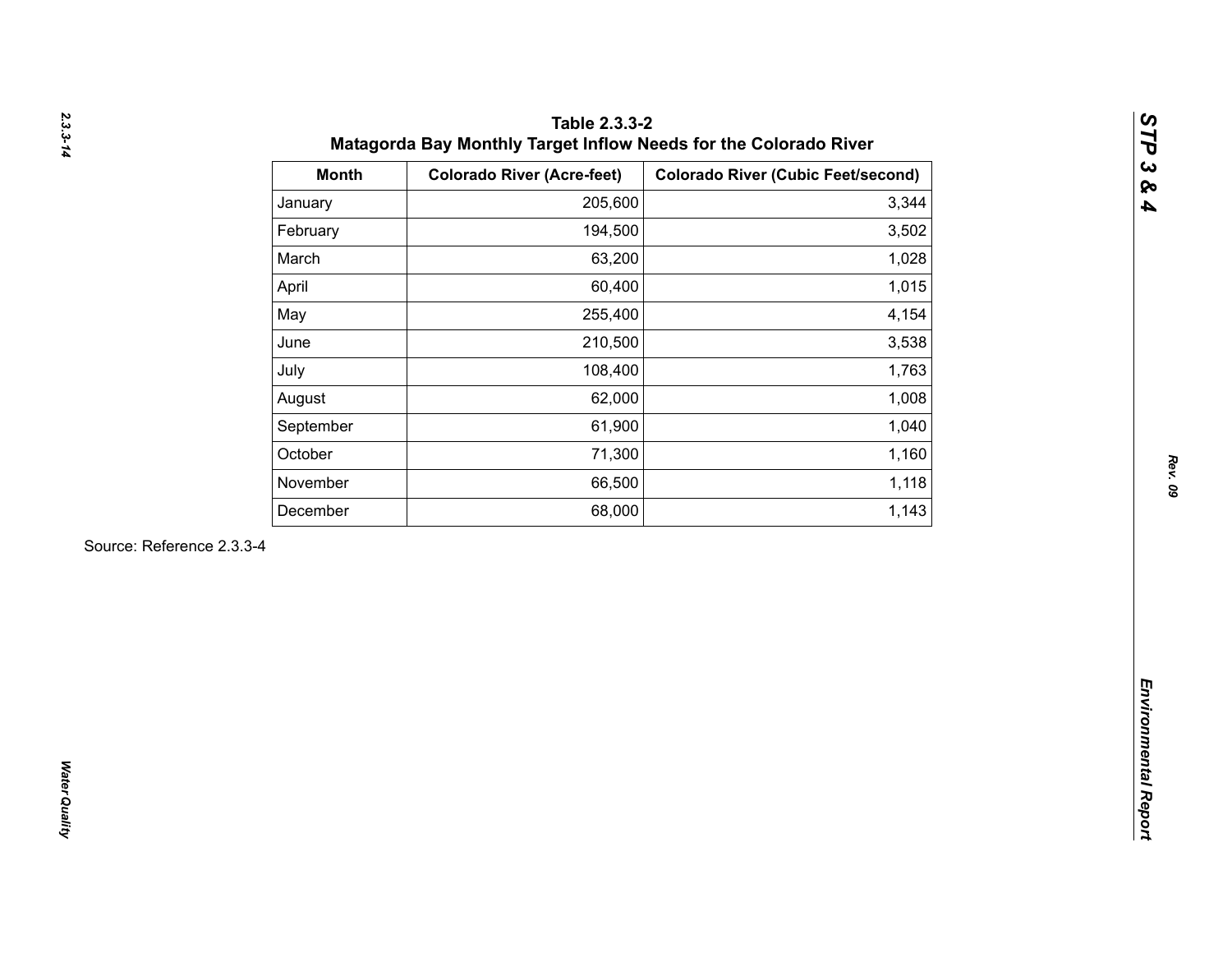**Table 2.3.3-2**
**Matagorda Bay Monthly Target Inflow Needs for the Colorado River**

| Month | Colorado River (Acre-feet) | Colorado River (Cubic Feet/second) |
|---|---|---|
| January | 205,600 | 3,344 |
| February | 194,500 | 3,502 |
| March | 63,200 | 1,028 |
| April | 60,400 | 1,015 |
| May | 255,400 | 4,154 |
| June | 210,500 | 3,538 |
| July | 108,400 | 1,763 |
| August | 62,000 | 1,008 |
| September | 61,900 | 1,040 |
| October | 71,300 | 1,160 |
| November | 66,500 | 1,118 |
| December | 68,000 | 1,143 |

Source: Reference 2.3.3-4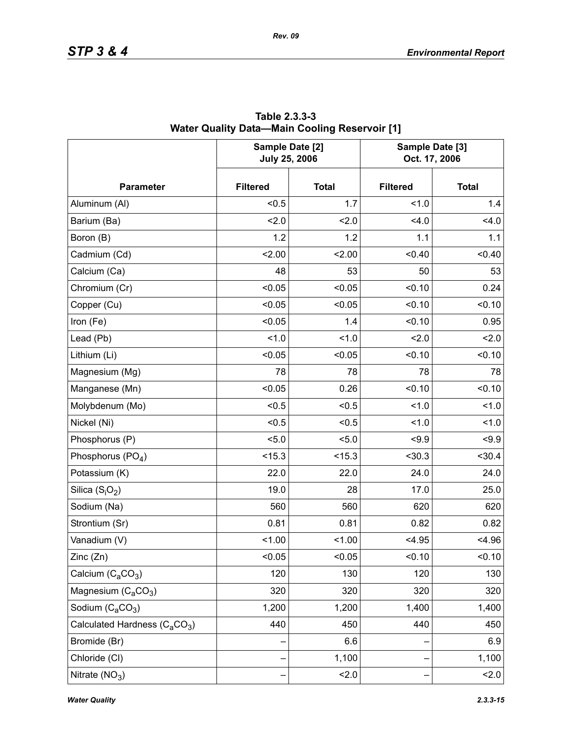**Table 2.3.3-3
Water Quality Data—Main Cooling Reservoir [1]**

| Parameter | Sample Date [2] July 25, 2006 | | Sample Date [3] Oct. 17, 2006 | |
|---|---|---|---|---|
| | Filtered | Total | Filtered | Total |
| Aluminum (Al) | <0.5 | 1.7 | <1.0 | 1.4 |
| Barium (Ba) | <2.0 | <2.0 | <4.0 | <4.0 |
| Boron (B) | 1.2 | 1.2 | 1.1 | 1.1 |
| Cadmium (Cd) | <2.00 | <2.00 | <0.40 | <0.40 |
| Calcium (Ca) | 48 | 53 | 50 | 53 |
| Chromium (Cr) | <0.05 | <0.05 | <0.10 | 0.24 |
| Copper (Cu) | <0.05 | <0.05 | <0.10 | <0.10 |
| Iron (Fe) | <0.05 | 1.4 | <0.10 | 0.95 |
| Lead (Pb) | <1.0 | <1.0 | <2.0 | <2.0 |
| Lithium (Li) | <0.05 | <0.05 | <0.10 | <0.10 |
| Magnesium (Mg) | 78 | 78 | 78 | 78 |
| Manganese (Mn) | <0.05 | 0.26 | <0.10 | <0.10 |
| Molybdenum (Mo) | <0.5 | <0.5 | <1.0 | <1.0 |
| Nickel (Ni) | <0.5 | <0.5 | <1.0 | <1.0 |
| Phosphorus (P) | <5.0 | <5.0 | <9.9 | <9.9 |
| Phosphorus ($PO_4$) | <15.3 | <15.3 | <30.3 | <30.4 |
| Potassium (K) | 22.0 | 22.0 | 24.0 | 24.0 |
| Silica ($S_iO_2$) | 19.0 | 28 | 17.0 | 25.0 |
| Sodium (Na) | 560 | 560 | 620 | 620 |
| Strontium (Sr) | 0.81 | 0.81 | 0.82 | 0.82 |
| Vanadium (V) | <1.00 | <1.00 | <4.95 | <4.96 |
| Zinc (Zn) | <0.05 | <0.05 | <0.10 | <0.10 |
| Calcium ($C_aCO_3$) | 120 | 130 | 120 | 130 |
| Magnesium ($C_aCO_3$) | 320 | 320 | 320 | 320 |
| Sodium ($C_aCO_3$) | 1,200 | 1,200 | 1,400 | 1,400 |
| Calculated Hardness ($C_aCO_3$) | 440 | 450 | 440 | 450 |
| Bromide (Br) | – | 6.6 | – | 6.9 |
| Chloride (Cl) | – | 1,100 | – | 1,100 |
| Nitrate ($NO_3$) | – | <2.0 | – | <2.0 |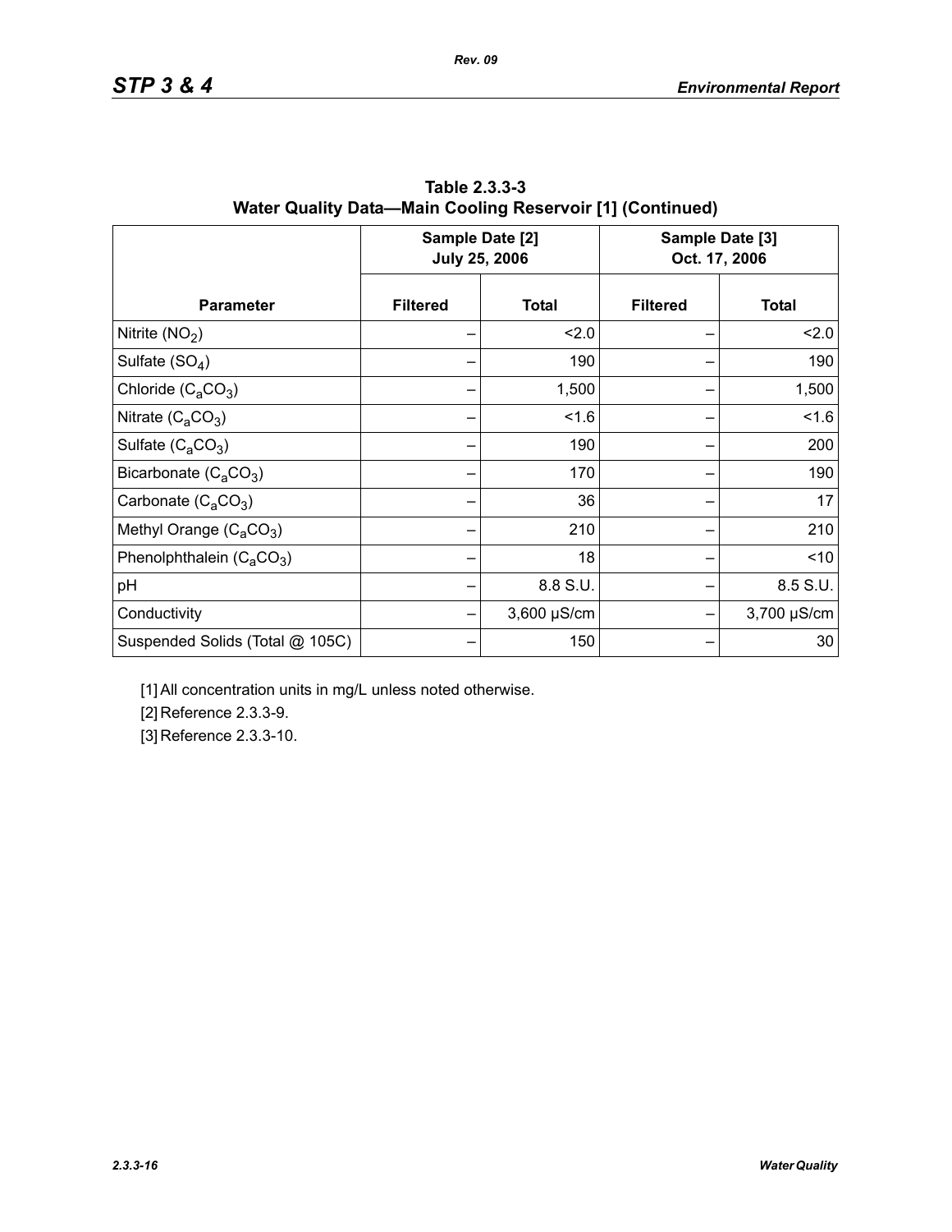**Table 2.3.3-3**
**Water Quality Data—Main Cooling Reservoir [1] (Continued)**

| Parameter | Sample Date [2] July 25, 2006 | | Sample Date [3] Oct. 17, 2006 | |
|---|---|---|---|---|
| | Filtered | Total | Filtered | Total |
| Nitrite ($NO_2$) | – | <2.0 | – | <2.0 |
| Sulfate ($SO_4$) | – | 190 | – | 190 |
| Chloride ($C_aCO_3$) | – | 1,500 | – | 1,500 |
| Nitrate ($C_aCO_3$) | – | <1.6 | – | <1.6 |
| Sulfate ($C_aCO_3$) | – | 190 | – | 200 |
| Bicarbonate ($C_aCO_3$) | – | 170 | – | 190 |
| Carbonate ($C_aCO_3$) | – | 36 | – | 17 |
| Methyl Orange ($C_aCO_3$) | – | 210 | – | 210 |
| Phenolphthalein ($C_aCO_3$) | – | 18 | – | <10 |
| pH | – | 8.8 S.U. | – | 8.5 S.U. |
| Conductivity | – | 3,600 μS/cm | – | 3,700 μS/cm |
| Suspended Solids (Total @ 105C) | – | 150 | – | 30 |

[1] All concentration units in mg/L unless noted otherwise.

[2] Reference 2.3.3-9.

[3] Reference 2.3.3-10.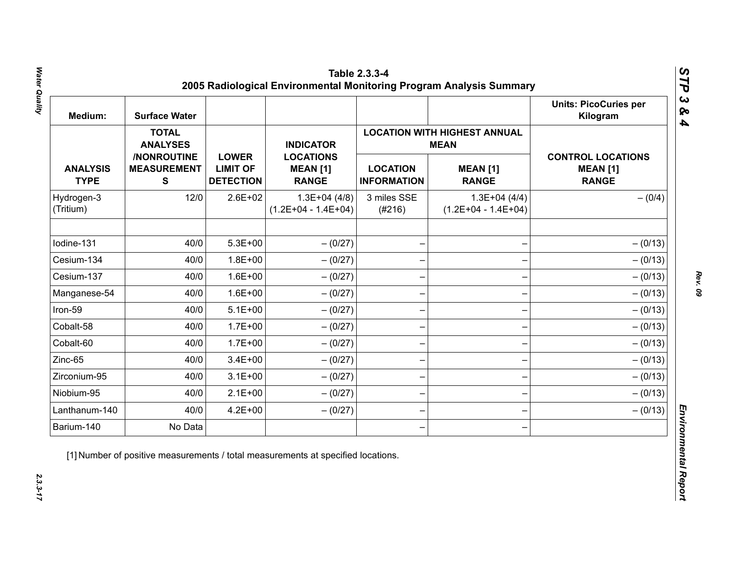**Table 2.3.3-4**
**2005 Radiological Environmental Monitoring Program Analysis Summary**

| Medium: | Surface Water | | | | | Units: PicoCuries per Kilogram |
|---|---|---|---|---|---|---|
| | | | | LOCATION WITH HIGHEST ANNUAL MEAN | | |
| ANALYSIS TYPE | TOTAL ANALYSES /NONROUTINE MEASUREMENTS | LOWER LIMIT OF DETECTION | INDICATOR LOCATIONS MEAN [1] RANGE | LOCATION INFORMATION | MEAN [1] RANGE | CONTROL LOCATIONS MEAN [1] RANGE |
| Hydrogen-3 (Tritium) | 12/0 | 2.6E+02 | 1.3E+04 (4/8) (1.2E+04 - 1.4E+04) | 3 miles SSE (#216) | 1.3E+04 (4/4) (1.2E+04 - 1.4E+04) | – (0/4) |
| | | | | | | |
| Iodine-131 | 40/0 | 5.3E+00 | – (0/27) | – | – | – (0/13) |
| Cesium-134 | 40/0 | 1.8E+00 | – (0/27) | – | – | – (0/13) |
| Cesium-137 | 40/0 | 1.6E+00 | – (0/27) | – | – | – (0/13) |
| Manganese-54 | 40/0 | 1.6E+00 | – (0/27) | – | – | – (0/13) |
| Iron-59 | 40/0 | 5.1E+00 | – (0/27) | – | – | – (0/13) |
| Cobalt-58 | 40/0 | 1.7E+00 | – (0/27) | – | – | – (0/13) |
| Cobalt-60 | 40/0 | 1.7E+00 | – (0/27) | – | – | – (0/13) |
| Zinc-65 | 40/0 | 3.4E+00 | – (0/27) | – | – | – (0/13) |
| Zirconium-95 | 40/0 | 3.1E+00 | – (0/27) | – | – | – (0/13) |
| Niobium-95 | 40/0 | 2.1E+00 | – (0/27) | – | – | – (0/13) |
| Lanthanum-140 | 40/0 | 4.2E+00 | – (0/27) | – | – | – (0/13) |
| Barium-140 | No Data | | | – | – | |

[1] Number of positive measurements / total measurements at specified locations.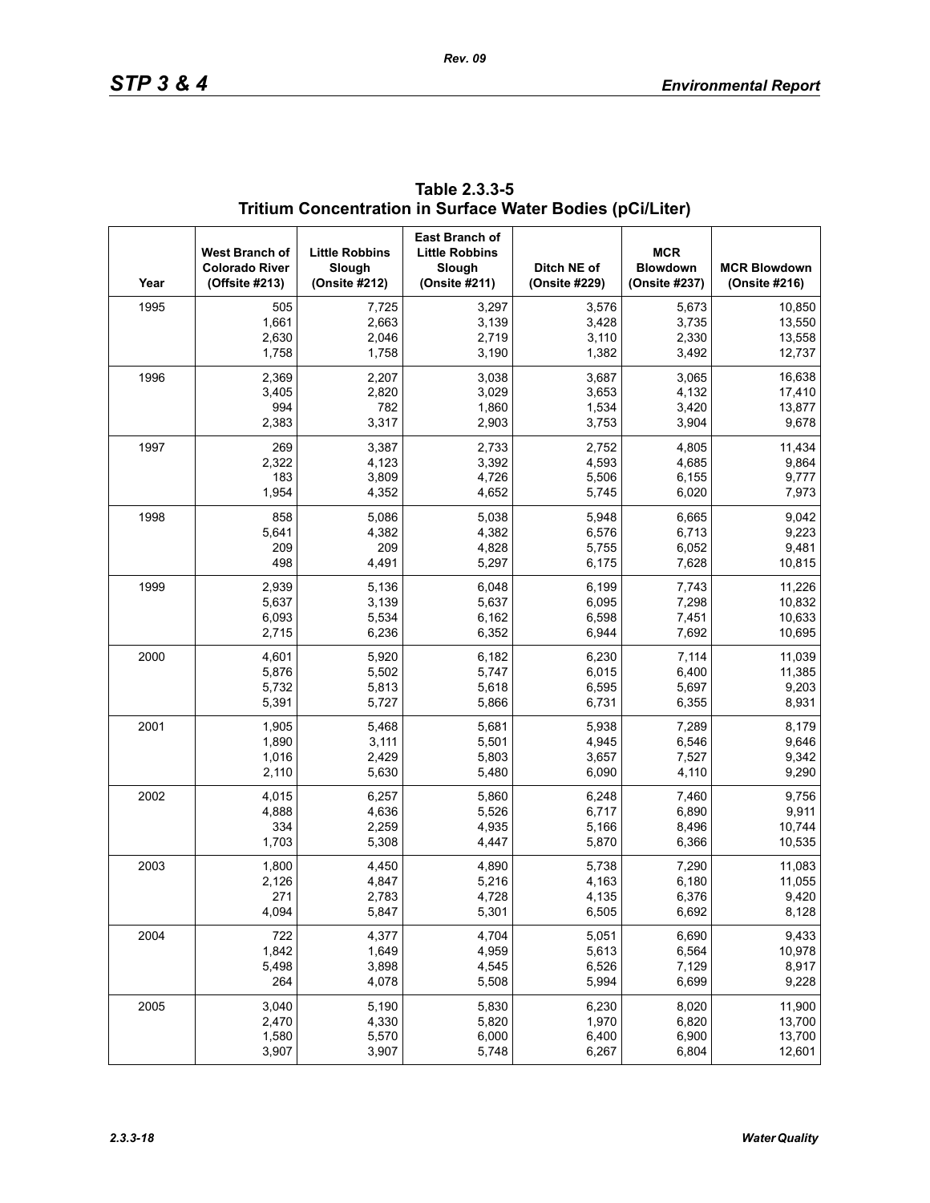**Table 2.3.3-5**
**Tritium Concentration in Surface Water Bodies (pCi/Liter)**

| Year | West Branch of Colorado River (Offsite #213) | Little Robbins Slough (Onsite #212) | East Branch of Little Robbins Slough (Onsite #211) | Ditch NE of (Onsite #229) | MCR Blowdown (Onsite #237) | MCR Blowdown (Onsite #216) |
|---|---|---|---|---|---|---|
| 1995 | 505 | 7,725 | 3,297 | 3,576 | 5,673 | 10,850 |
| | 1,661 | 2,663 | 3,139 | 3,428 | 3,735 | 13,550 |
| | 2,630 | 2,046 | 2,719 | 3,110 | 2,330 | 13,558 |
| | 1,758 | 1,758 | 3,190 | 1,382 | 3,492 | 12,737 |
| 1996 | 2,369 | 2,207 | 3,038 | 3,687 | 3,065 | 16,638 |
| | 3,405 | 2,820 | 3,029 | 3,653 | 4,132 | 17,410 |
| | 994 | 782 | 1,860 | 1,534 | 3,420 | 13,877 |
| | 2,383 | 3,317 | 2,903 | 3,753 | 3,904 | 9,678 |
| 1997 | 269 | 3,387 | 2,733 | 2,752 | 4,805 | 11,434 |
| | 2,322 | 4,123 | 3,392 | 4,593 | 4,685 | 9,864 |
| | 183 | 3,809 | 4,726 | 5,506 | 6,155 | 9,777 |
| | 1,954 | 4,352 | 4,652 | 5,745 | 6,020 | 7,973 |
| 1998 | 858 | 5,086 | 5,038 | 5,948 | 6,665 | 9,042 |
| | 5,641 | 4,382 | 4,382 | 6,576 | 6,713 | 9,223 |
| | 209 | 209 | 4,828 | 5,755 | 6,052 | 9,481 |
| | 498 | 4,491 | 5,297 | 6,175 | 7,628 | 10,815 |
| 1999 | 2,939 | 5,136 | 6,048 | 6,199 | 7,743 | 11,226 |
| | 5,637 | 3,139 | 5,637 | 6,095 | 7,298 | 10,832 |
| | 6,093 | 5,534 | 6,162 | 6,598 | 7,451 | 10,633 |
| | 2,715 | 6,236 | 6,352 | 6,944 | 7,692 | 10,695 |
| 2000 | 4,601 | 5,920 | 6,182 | 6,230 | 7,114 | 11,039 |
| | 5,876 | 5,502 | 5,747 | 6,015 | 6,400 | 11,385 |
| | 5,732 | 5,813 | 5,618 | 6,595 | 5,697 | 9,203 |
| | 5,391 | 5,727 | 5,866 | 6,731 | 6,355 | 8,931 |
| 2001 | 1,905 | 5,468 | 5,681 | 5,938 | 7,289 | 8,179 |
| | 1,890 | 3,111 | 5,501 | 4,945 | 6,546 | 9,646 |
| | 1,016 | 2,429 | 5,803 | 3,657 | 7,527 | 9,342 |
| | 2,110 | 5,630 | 5,480 | 6,090 | 4,110 | 9,290 |
| 2002 | 4,015 | 6,257 | 5,860 | 6,248 | 7,460 | 9,756 |
| | 4,888 | 4,636 | 5,526 | 6,717 | 6,890 | 9,911 |
| | 334 | 2,259 | 4,935 | 5,166 | 8,496 | 10,744 |
| | 1,703 | 5,308 | 4,447 | 5,870 | 6,366 | 10,535 |
| 2003 | 1,800 | 4,450 | 4,890 | 5,738 | 7,290 | 11,083 |
| | 2,126 | 4,847 | 5,216 | 4,163 | 6,180 | 11,055 |
| | 271 | 2,783 | 4,728 | 4,135 | 6,376 | 9,420 |
| | 4,094 | 5,847 | 5,301 | 6,505 | 6,692 | 8,128 |
| 2004 | 722 | 4,377 | 4,704 | 5,051 | 6,690 | 9,433 |
| | 1,842 | 1,649 | 4,959 | 5,613 | 6,564 | 10,978 |
| | 5,498 | 3,898 | 4,545 | 6,526 | 7,129 | 8,917 |
| | 264 | 4,078 | 5,508 | 5,994 | 6,699 | 9,228 |
| 2005 | 3,040 | 5,190 | 5,830 | 6,230 | 8,020 | 11,900 |
| | 2,470 | 4,330 | 5,820 | 1,970 | 6,820 | 13,700 |
| | 1,580 | 5,570 | 6,000 | 6,400 | 6,900 | 13,700 |
| | 3,907 | 3,907 | 5,748 | 6,267 | 6,804 | 12,601 |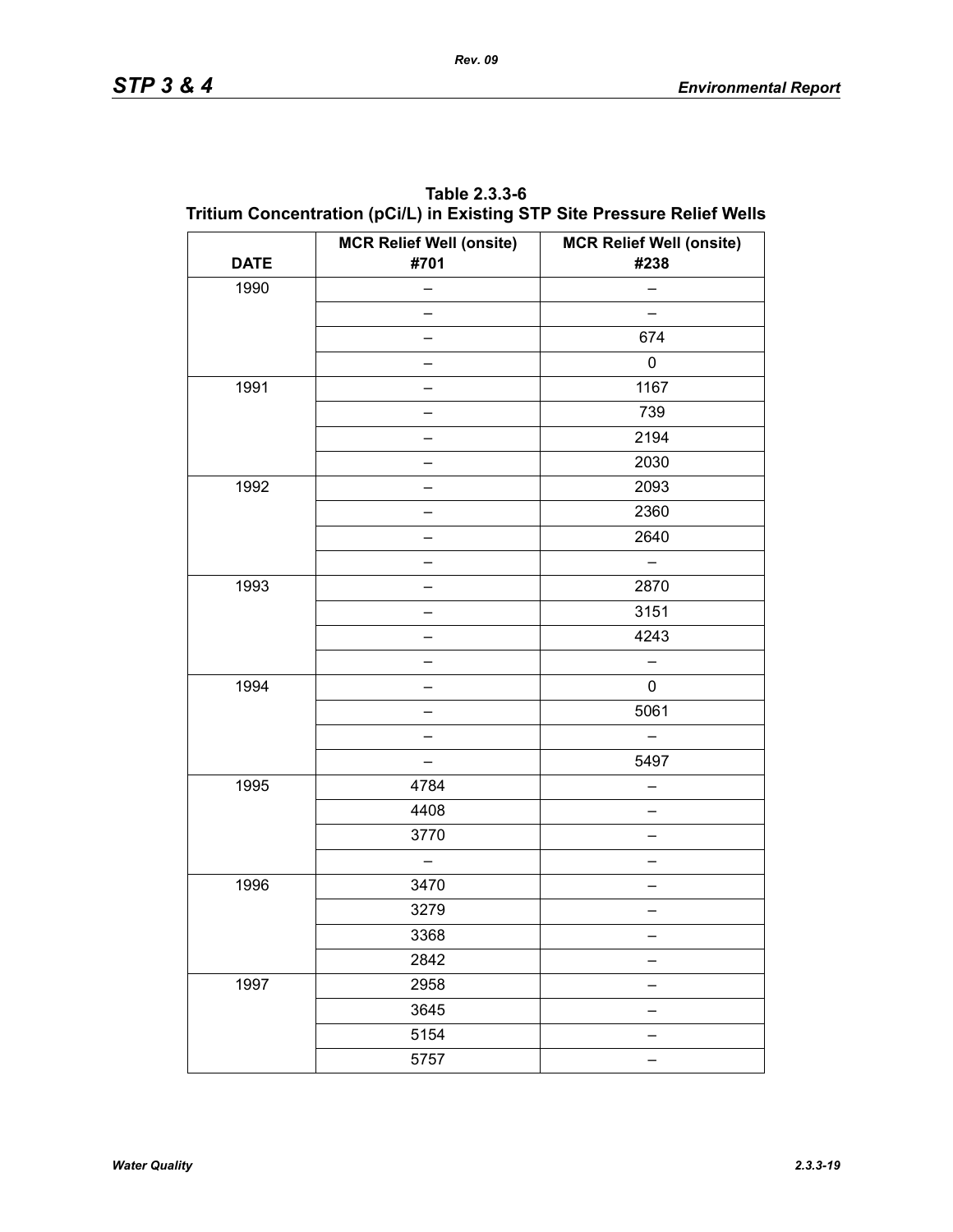**Table 2.3.3-6**
**Tritium Concentration (pCi/L) in Existing STP Site Pressure Relief Wells**

| DATE | MCR Relief Well (onsite) #701 | MCR Relief Well (onsite) #238 |
|---|---|---|
| 1990 | – | – |
| | – | – |
| | – | 674 |
| | – | 0 |
| 1991 | – | 1167 |
| | – | 739 |
| | – | 2194 |
| | – | 2030 |
| 1992 | – | 2093 |
| | – | 2360 |
| | – | 2640 |
| | – | – |
| 1993 | – | 2870 |
| | – | 3151 |
| | – | 4243 |
| | – | – |
| 1994 | – | 0 |
| | – | 5061 |
| | – | – |
| | – | 5497 |
| 1995 | 4784 | – |
| | 4408 | – |
| | 3770 | – |
| | – | – |
| 1996 | 3470 | – |
| | 3279 | – |
| | 3368 | – |
| | 2842 | – |
| 1997 | 2958 | – |
| | 3645 | – |
| | 5154 | – |
| | 5757 | – |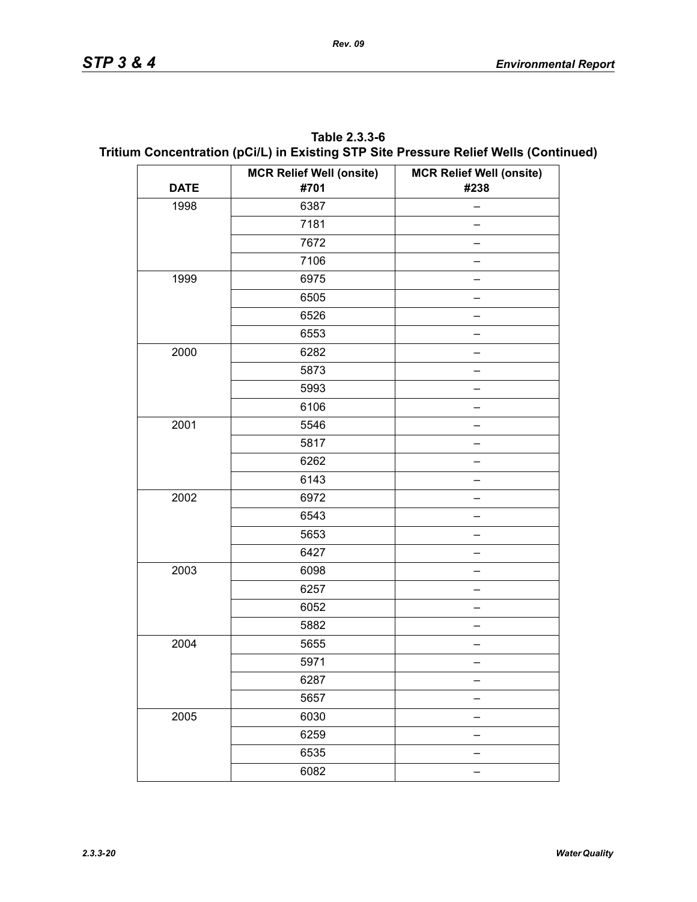**Table 2.3.3-6**
**Tritium Concentration (pCi/L) in Existing STP Site Pressure Relief Wells (Continued)**

| DATE | MCR Relief Well (onsite) #701 | MCR Relief Well (onsite) #238 |
|---|---|---|
| 1998 | 6387 | – |
| | 7181 | – |
| | 7672 | – |
| | 7106 | – |
| 1999 | 6975 | – |
| | 6505 | – |
| | 6526 | – |
| | 6553 | – |
| 2000 | 6282 | – |
| | 5873 | – |
| | 5993 | – |
| | 6106 | – |
| 2001 | 5546 | – |
| | 5817 | – |
| | 6262 | – |
| | 6143 | – |
| 2002 | 6972 | – |
| | 6543 | – |
| | 5653 | – |
| | 6427 | – |
| 2003 | 6098 | – |
| | 6257 | – |
| | 6052 | – |
| | 5882 | – |
| 2004 | 5655 | – |
| | 5971 | – |
| | 6287 | – |
| | 5657 | – |
| 2005 | 6030 | – |
| | 6259 | – |
| | 6535 | – |
| | 6082 | – |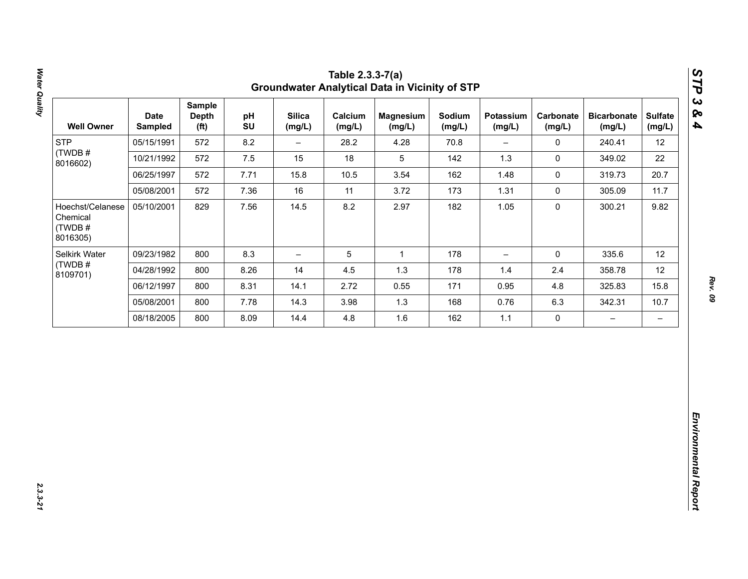# Table 2.3.3-7(a)
## Groundwater Analytical Data in Vicinity of STP

| Well Owner | Date Sampled | Sample Depth (ft) | pH SU | Silica (mg/L) | Calcium (mg/L) | Magnesium (mg/L) | Sodium (mg/L) | Potassium (mg/L) | Carbonate (mg/L) | Bicarbonate (mg/L) | Sulfate (mg/L) |
|---|---|---|---|---|---|---|---|---|---|---|---|
| STP (TWDB # 8016602) | 05/15/1991 | 572 | 8.2 | – | 28.2 | 4.28 | 70.8 | – | 0 | 240.41 | 12 |
| | 10/21/1992 | 572 | 7.5 | 15 | 18 | 5 | 142 | 1.3 | 0 | 349.02 | 22 |
| | 06/25/1997 | 572 | 7.71 | 15.8 | 10.5 | 3.54 | 162 | 1.48 | 0 | 319.73 | 20.7 |
| | 05/08/2001 | 572 | 7.36 | 16 | 11 | 3.72 | 173 | 1.31 | 0 | 305.09 | 11.7 |
| Hoechst/Celanese Chemical (TWDB # 8016305) | 05/10/2001 | 829 | 7.56 | 14.5 | 8.2 | 2.97 | 182 | 1.05 | 0 | 300.21 | 9.82 |
| Selkirk Water (TWDB # 8109701) | 09/23/1982 | 800 | 8.3 | – | 5 | 1 | 178 | – | 0 | 335.6 | 12 |
| | 04/28/1992 | 800 | 8.26 | 14 | 4.5 | 1.3 | 178 | 1.4 | 2.4 | 358.78 | 12 |
| | 06/12/1997 | 800 | 8.31 | 14.1 | 2.72 | 0.55 | 171 | 0.95 | 4.8 | 325.83 | 15.8 |
| | 05/08/2001 | 800 | 7.78 | 14.3 | 3.98 | 1.3 | 168 | 0.76 | 6.3 | 342.31 | 10.7 |
| | 08/18/2005 | 800 | 8.09 | 14.4 | 4.8 | 1.6 | 162 | 1.1 | 0 | – | – |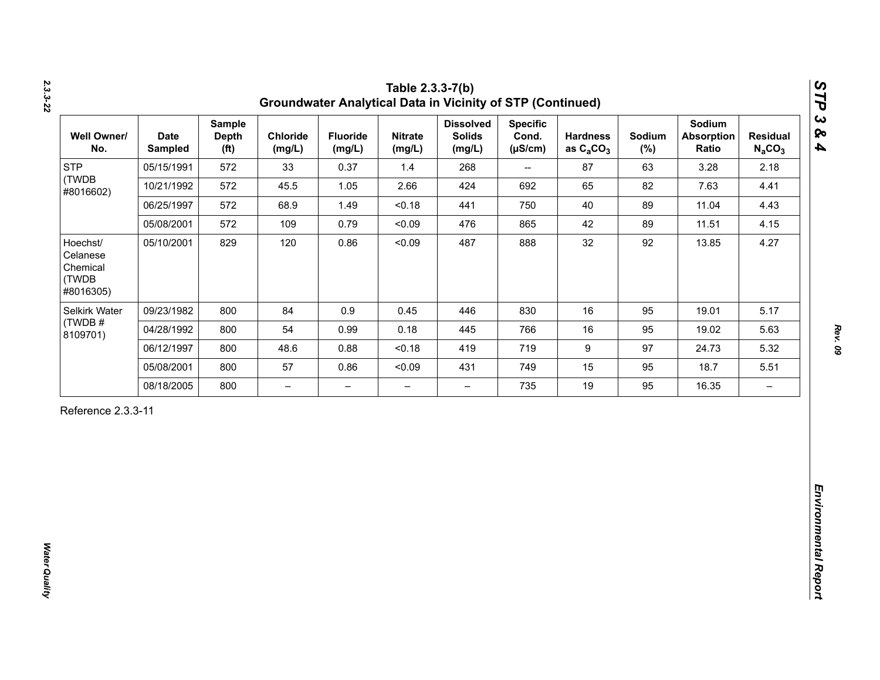## Table 2.3.3-7(b) Groundwater Analytical Data in Vicinity of STP (Continued)

| Well Owner/ No. | Date Sampled | Sample Depth (ft) | Chloride (mg/L) | Fluoride (mg/L) | Nitrate (mg/L) | Dissolved Solids (mg/L) | Specific Cond. (μS/cm) | Hardness as $C_aCO_3$ | Sodium (%) | Sodium Absorption Ratio | Residual $N_aCO_3$ |
|---|---|---|---|---|---|---|---|---|---|---|---|
| STP (TWDB #8016602) | 05/15/1991 | 572 | 33 | 0.37 | 1.4 | 268 | -- | 87 | 63 | 3.28 | 2.18 |
| | 10/21/1992 | 572 | 45.5 | 1.05 | 2.66 | 424 | 692 | 65 | 82 | 7.63 | 4.41 |
| | 06/25/1997 | 572 | 68.9 | 1.49 | <0.18 | 441 | 750 | 40 | 89 | 11.04 | 4.43 |
| | 05/08/2001 | 572 | 109 | 0.79 | <0.09 | 476 | 865 | 42 | 89 | 11.51 | 4.15 |
| Hoechst/ Celanese Chemical (TWDB #8016305) | 05/10/2001 | 829 | 120 | 0.86 | <0.09 | 487 | 888 | 32 | 92 | 13.85 | 4.27 |
| Selkirk Water (TWDB # 8109701) | 09/23/1982 | 800 | 84 | 0.9 | 0.45 | 446 | 830 | 16 | 95 | 19.01 | 5.17 |
| | 04/28/1992 | 800 | 54 | 0.99 | 0.18 | 445 | 766 | 16 | 95 | 19.02 | 5.63 |
| | 06/12/1997 | 800 | 48.6 | 0.88 | <0.18 | 419 | 719 | 9 | 97 | 24.73 | 5.32 |
| | 05/08/2001 | 800 | 57 | 0.86 | <0.09 | 431 | 749 | 15 | 95 | 18.7 | 5.51 |
| | 08/18/2005 | 800 | – | – | – | – | 735 | 19 | 95 | 16.35 | – |

Reference 2.3.3-11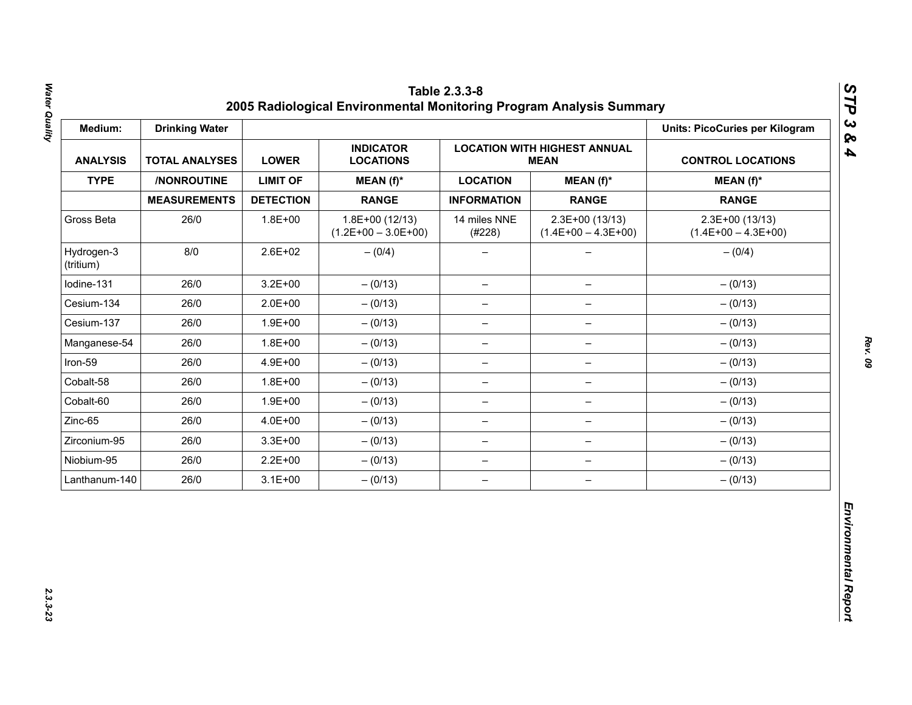## Table 2.3.3-8
## 2005 Radiological Environmental Monitoring Program Analysis Summary

| Medium: | Drinking Water | | | | | Units: PicoCuries per Kilogram |
|---|---|---|---|---|---|---|
| **ANALYSIS** | **TOTAL ANALYSES** | **LOWER** | **INDICATOR LOCATIONS** | **LOCATION WITH HIGHEST ANNUAL MEAN** | | **CONTROL LOCATIONS** |
| **TYPE** | **/NONROUTINE** | **LIMIT OF** | **MEAN (f)*** | **LOCATION** | **MEAN (f)*** | **MEAN (f)*** |
| | **MEASUREMENTS** | **DETECTION** | **RANGE** | **INFORMATION** | **RANGE** | **RANGE** |
| Gross Beta | 26/0 | 1.8E+00 | 1.8E+00 (12/13) (1.2E+00 – 3.0E+00) | 14 miles NNE (#228) | 2.3E+00 (13/13) (1.4E+00 – 4.3E+00) | 2.3E+00 (13/13) (1.4E+00 – 4.3E+00) |
| Hydrogen-3 (tritium) | 8/0 | 2.6E+02 | – (0/4) | – | – | – (0/4) |
| Iodine-131 | 26/0 | 3.2E+00 | – (0/13) | – | – | – (0/13) |
| Cesium-134 | 26/0 | 2.0E+00 | – (0/13) | – | – | – (0/13) |
| Cesium-137 | 26/0 | 1.9E+00 | – (0/13) | – | – | – (0/13) |
| Manganese-54 | 26/0 | 1.8E+00 | – (0/13) | – | – | – (0/13) |
| Iron-59 | 26/0 | 4.9E+00 | – (0/13) | – | – | – (0/13) |
| Cobalt-58 | 26/0 | 1.8E+00 | – (0/13) | – | – | – (0/13) |
| Cobalt-60 | 26/0 | 1.9E+00 | – (0/13) | – | – | – (0/13) |
| Zinc-65 | 26/0 | 4.0E+00 | – (0/13) | – | – | – (0/13) |
| Zirconium-95 | 26/0 | 3.3E+00 | – (0/13) | – | – | – (0/13) |
| Niobium-95 | 26/0 | 2.2E+00 | – (0/13) | – | – | – (0/13) |
| Lanthanum-140 | 26/0 | 3.1E+00 | – (0/13) | – | – | – (0/13) |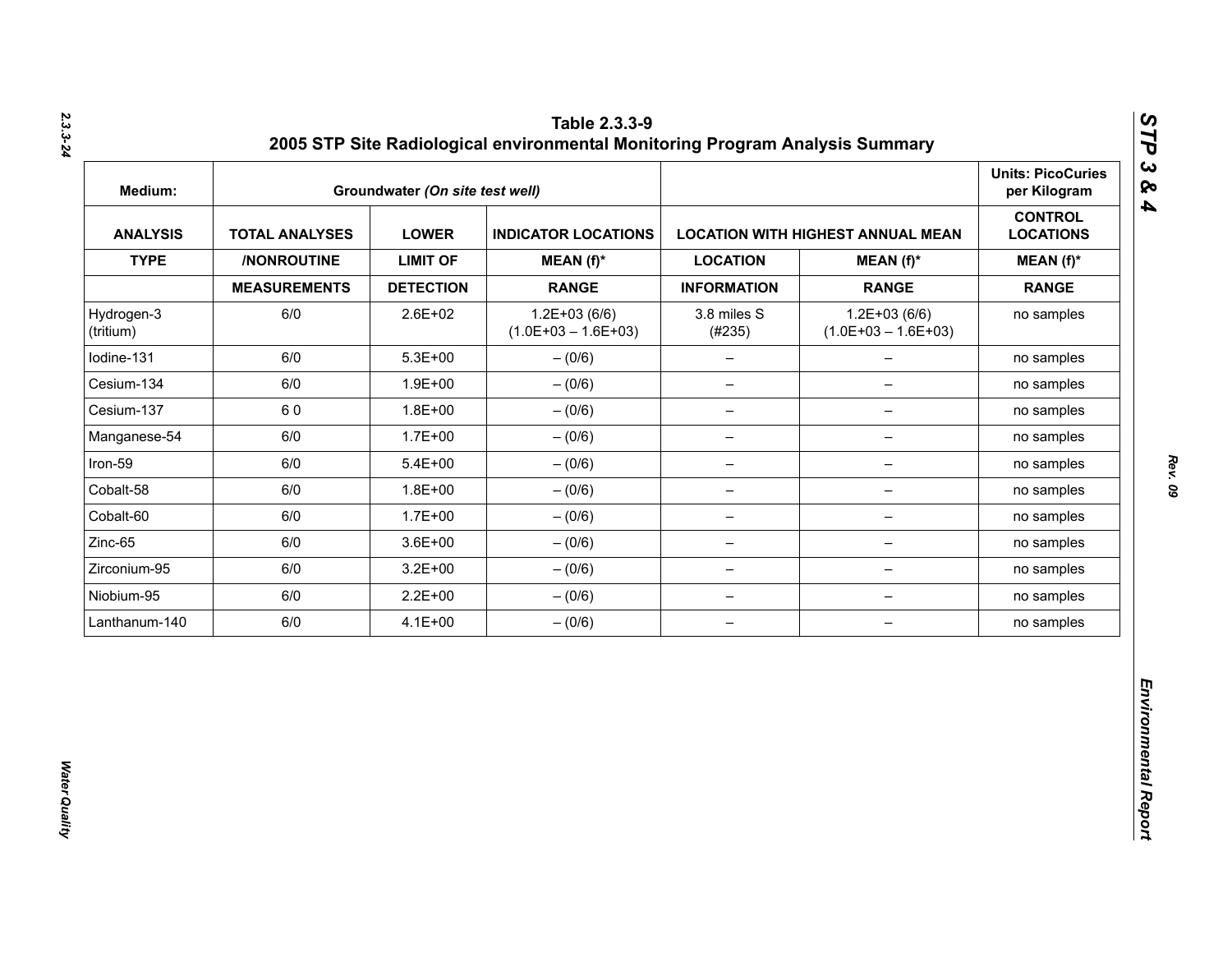# Table 2.3.3-9
## 2005 STP Site Radiological environmental Monitoring Program Analysis Summary

| Medium: | Groundwater *(On site test well)* | | | | | Units: PicoCuries per Kilogram |
|---|---|---|---|---|---|---|
| **ANALYSIS** | **TOTAL ANALYSES** | **LOWER** | **INDICATOR LOCATIONS** | **LOCATION WITH HIGHEST ANNUAL MEAN** | | **CONTROL LOCATIONS** |
| **TYPE** | **/NONROUTINE** | **LIMIT OF** | **MEAN (f)*** | **LOCATION** | **MEAN (f)*** | **MEAN (f)*** |
| | **MEASUREMENTS** | **DETECTION** | **RANGE** | **INFORMATION** | **RANGE** | **RANGE** |
| Hydrogen-3 (tritium) | 6/0 | 2.6E+02 | 1.2E+03 (6/6) (1.0E+03 – 1.6E+03) | 3.8 miles S (#235) | 1.2E+03 (6/6) (1.0E+03 – 1.6E+03) | no samples |
| Iodine-131 | 6/0 | 5.3E+00 | – (0/6) | – | – | no samples |
| Cesium-134 | 6/0 | 1.9E+00 | – (0/6) | – | – | no samples |
| Cesium-137 | 6 0 | 1.8E+00 | – (0/6) | – | – | no samples |
| Manganese-54 | 6/0 | 1.7E+00 | – (0/6) | – | – | no samples |
| Iron-59 | 6/0 | 5.4E+00 | – (0/6) | – | – | no samples |
| Cobalt-58 | 6/0 | 1.8E+00 | – (0/6) | – | – | no samples |
| Cobalt-60 | 6/0 | 1.7E+00 | – (0/6) | – | – | no samples |
| Zinc-65 | 6/0 | 3.6E+00 | – (0/6) | – | – | no samples |
| Zirconium-95 | 6/0 | 3.2E+00 | – (0/6) | – | – | no samples |
| Niobium-95 | 6/0 | 2.2E+00 | – (0/6) | – | – | no samples |
| Lanthanum-140 | 6/0 | 4.1E+00 | – (0/6) | – | – | no samples |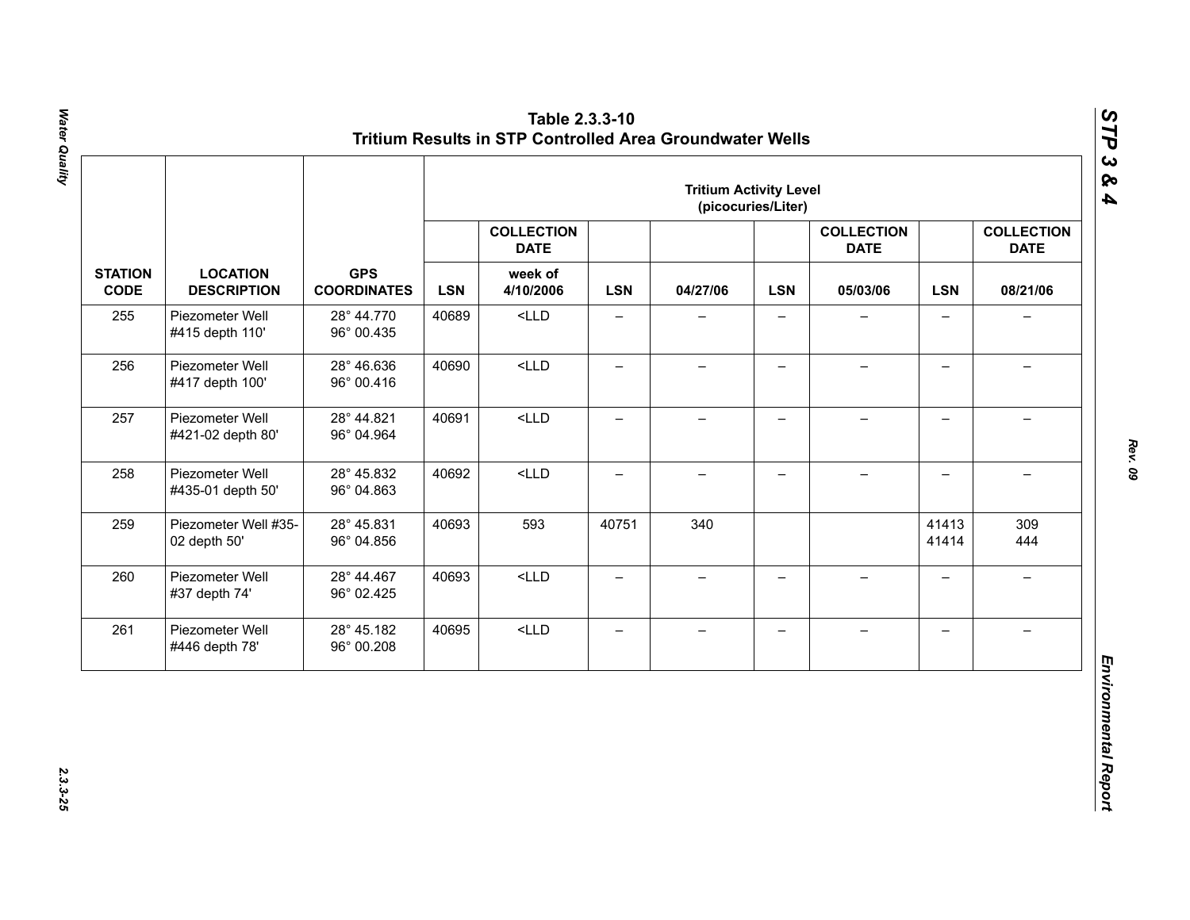# Table 2.3.3-10
## Tritium Results in STP Controlled Area Groundwater Wells

| | | | Tritium Activity Level (picocuries/Liter) | | | | | | | |
|---|---|---|---|---|---|---|---|---|---|---|
| | | | | COLLECTION DATE | | | | COLLECTION DATE | | COLLECTION DATE |
| STATION CODE | LOCATION DESCRIPTION | GPS COORDINATES | LSN | week of 4/10/2006 | LSN | 04/27/06 | LSN | 05/03/06 | LSN | 08/21/06 |
| 255 | Piezometer Well #415 depth 110' | 28° 44.770 96° 00.435 | 40689 | <LLD | – | – | – | – | – | – |
| 256 | Piezometer Well #417 depth 100' | 28° 46.636 96° 00.416 | 40690 | <LLD | – | – | – | – | – | – |
| 257 | Piezometer Well #421-02 depth 80' | 28° 44.821 96° 04.964 | 40691 | <LLD | – | – | – | – | – | – |
| 258 | Piezometer Well #435-01 depth 50' | 28° 45.832 96° 04.863 | 40692 | <LLD | – | – | – | – | – | – |
| 259 | Piezometer Well #35-02 depth 50' | 28° 45.831 96° 04.856 | 40693 | 593 | 40751 | 340 | | | 41413 41414 | 309 444 |
| 260 | Piezometer Well #37 depth 74' | 28° 44.467 96° 02.425 | 40693 | <LLD | – | – | – | – | – | – |
| 261 | Piezometer Well #446 depth 78' | 28° 45.182 96° 00.208 | 40695 | <LLD | – | – | – | – | – | – |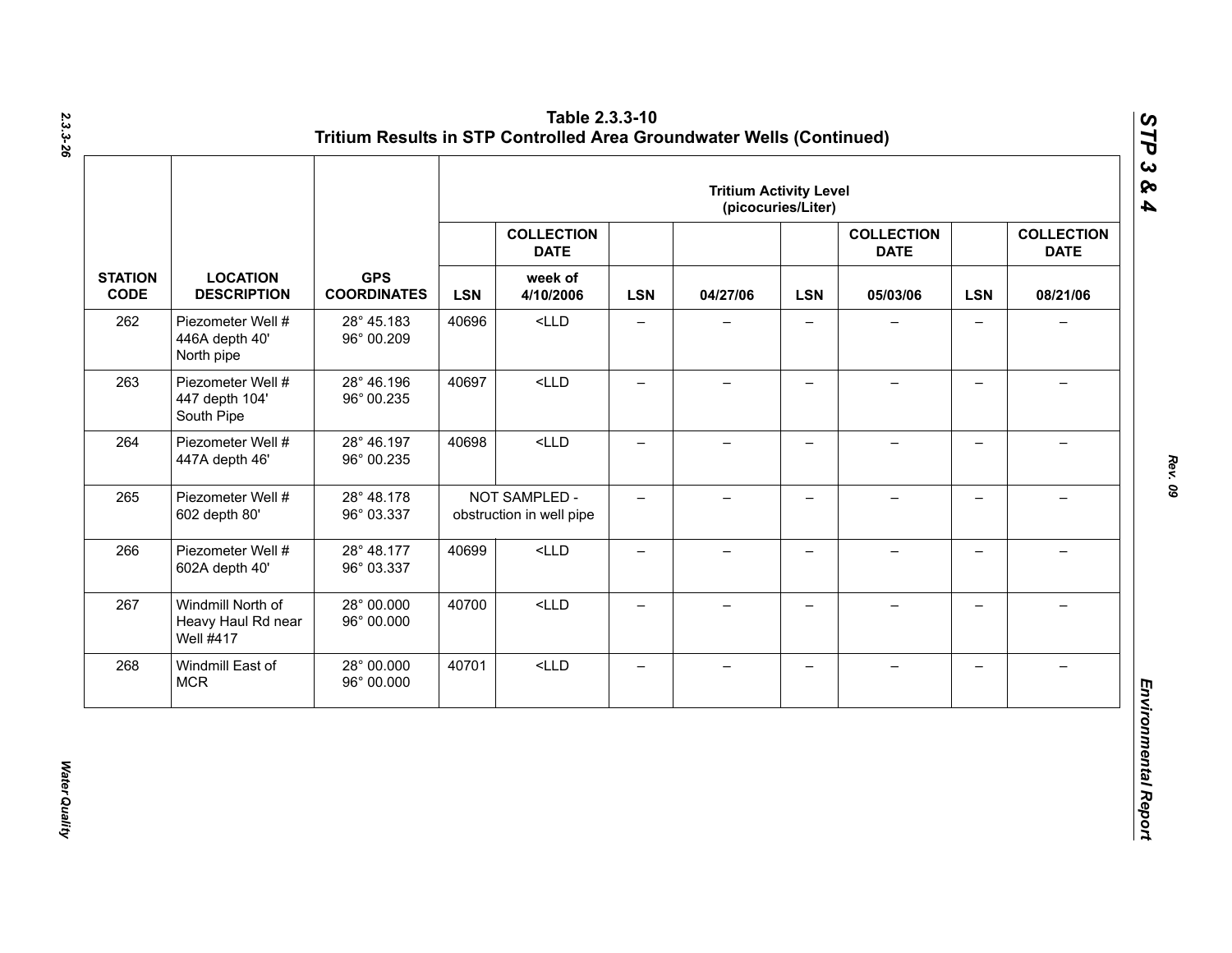# Table 2.3.3-10
## Tritium Results in STP Controlled Area Groundwater Wells (Continued)

| STATION CODE | LOCATION DESCRIPTION | GPS COORDINATES | Tritium Activity Level (picocuries/Liter) | | | | | | | |
|---|---|---|---|---|---|---|---|---|---|---|
| | | | | COLLECTION DATE | | | | COLLECTION DATE | | COLLECTION DATE |
| | | | LSN | week of 4/10/2006 | LSN | 04/27/06 | LSN | 05/03/06 | LSN | 08/21/06 |
| 262 | Piezometer Well # 446A depth 40' North pipe | 28° 45.183 96° 00.209 | 40696 | <LLD | – | – | – | – | – | – |
| 263 | Piezometer Well # 447 depth 104' South Pipe | 28° 46.196 96° 00.235 | 40697 | <LLD | – | – | – | – | – | – |
| 264 | Piezometer Well # 447A depth 46' | 28° 46.197 96° 00.235 | 40698 | <LLD | – | – | – | – | – | – |
| 265 | Piezometer Well # 602 depth 80' | 28° 48.178 96° 03.337 | NOT SAMPLED - obstruction in well pipe | | – | – | – | – | – | – |
| 266 | Piezometer Well # 602A depth 40' | 28° 48.177 96° 03.337 | 40699 | <LLD | – | – | – | – | – | – |
| 267 | Windmill North of Heavy Haul Rd near Well #417 | 28° 00.000 96° 00.000 | 40700 | <LLD | – | – | – | – | – | – |
| 268 | Windmill East of MCR | 28° 00.000 96° 00.000 | 40701 | <LLD | – | – | – | – | – | – |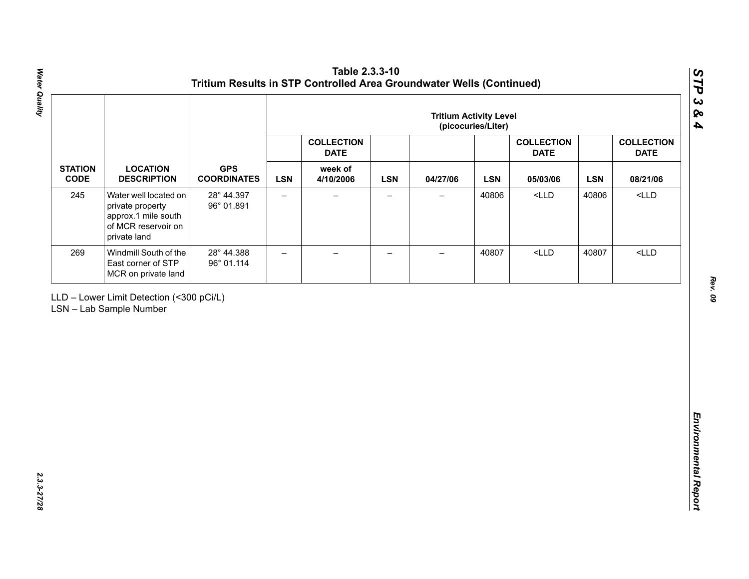# Table 2.3.3-10
## Tritium Results in STP Controlled Area Groundwater Wells (Continued)

| | | | Tritium Activity Level (picocuries/Liter) | | | | | | | |
|---|---|---|---|---|---|---|---|---|---|---|
| | | | | COLLECTION DATE | | | | COLLECTION DATE | | COLLECTION DATE |
| STATION CODE | LOCATION DESCRIPTION | GPS COORDINATES | LSN | week of 4/10/2006 | LSN | 04/27/06 | LSN | 05/03/06 | LSN | 08/21/06 |
| 245 | Water well located on private property approx.1 mile south of MCR reservoir on private land | 28° 44.397 96° 01.891 | – | – | – | – | 40806 | <LLD | 40806 | <LLD |
| 269 | Windmill South of the East corner of STP MCR on private land | 28° 44.388 96° 01.114 | – | – | – | – | 40807 | <LLD | 40807 | <LLD |

LLD – Lower Limit Detection (<300 pCi/L)
LSN – Lab Sample Number